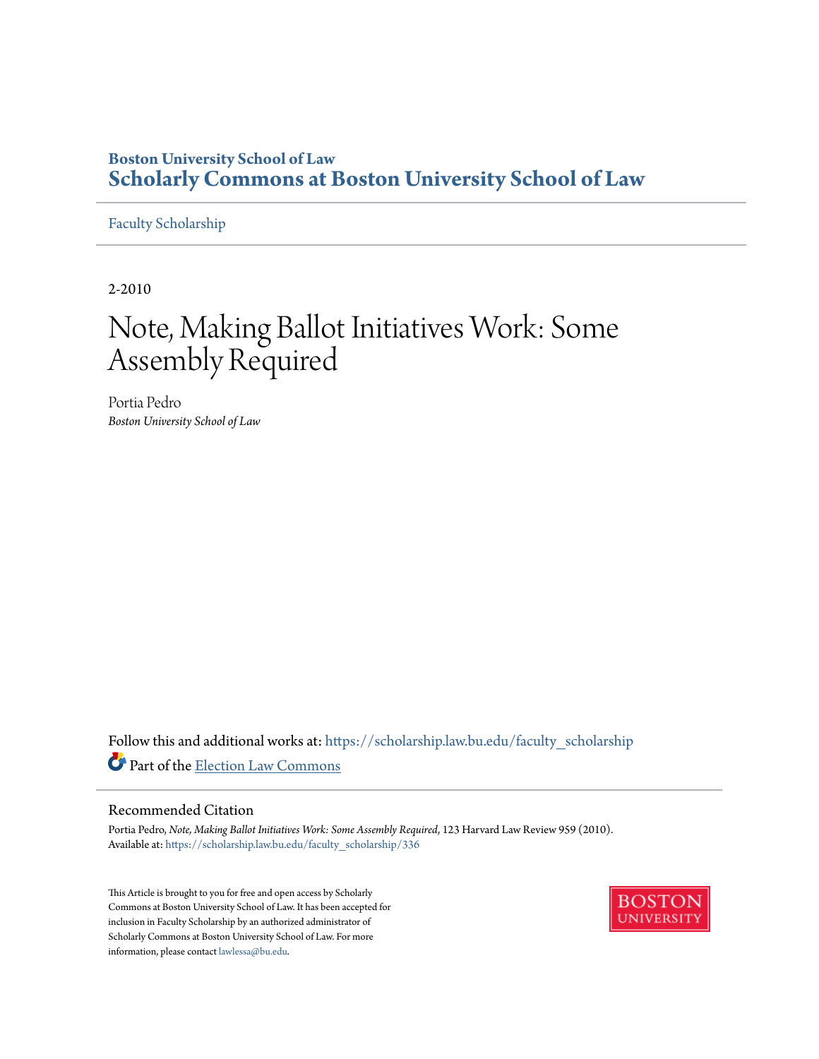**Boston University School of Law**
# Scholarly Commons at Boston University School of Law

Faculty Scholarship

2-2010

# Note, Making Ballot Initiatives Work: Some Assembly Required

Portia Pedro
*Boston University School of Law*

Follow this and additional works at: https://scholarship.law.bu.edu/faculty_scholarship

Part of the Election Law Commons

## Recommended Citation

Portia Pedro, *Note, Making Ballot Initiatives Work: Some Assembly Required*, 123 Harvard Law Review 959 (2010).
Available at: https://scholarship.law.bu.edu/faculty_scholarship/336

This Article is brought to you for free and open access by Scholarly Commons at Boston University School of Law. It has been accepted for inclusion in Faculty Scholarship by an authorized administrator of Scholarly Commons at Boston University School of Law. For more information, please contact lawlessa@bu.edu.

BOSTON UNIVERSITY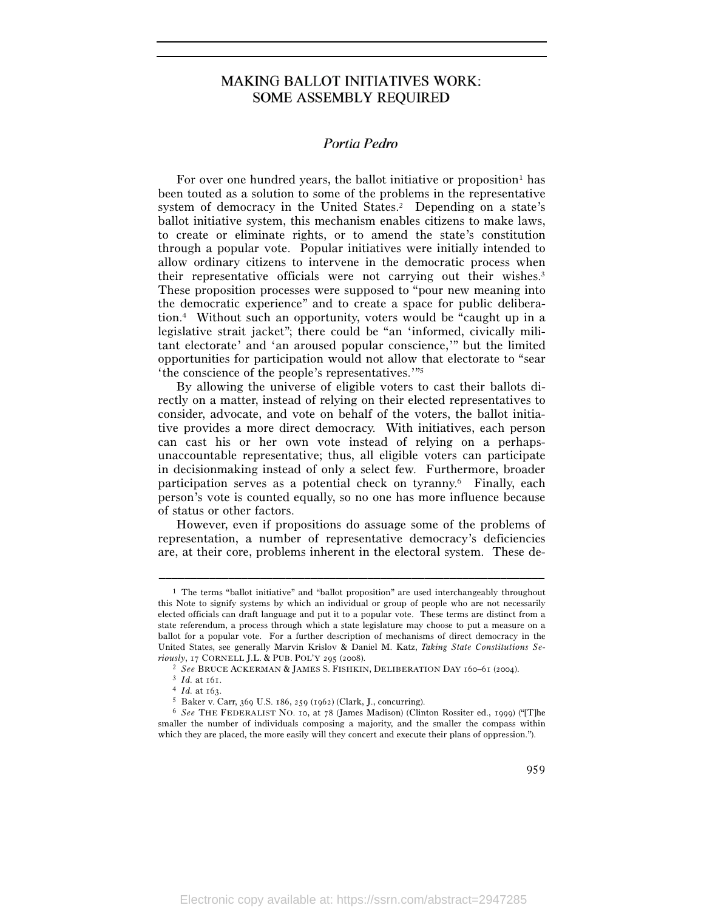# MAKING BALLOT INITIATIVES WORK: SOME ASSEMBLY REQUIRED

*Portia Pedro*

For over one hundred years, the ballot initiative or proposition[1] has been touted as a solution to some of the problems in the representative system of democracy in the United States.[2] Depending on a state's ballot initiative system, this mechanism enables citizens to make laws, to create or eliminate rights, or to amend the state's constitution through a popular vote. Popular initiatives were initially intended to allow ordinary citizens to intervene in the democratic process when their representative officials were not carrying out their wishes.[3] These proposition processes were supposed to "pour new meaning into the democratic experience" and to create a space for public deliberation.[4] Without such an opportunity, voters would be "caught up in a legislative strait jacket"; there could be "an 'informed, civically militant electorate' and 'an aroused popular conscience,'" but the limited opportunities for participation would not allow that electorate to "sear 'the conscience of the people's representatives.'"[5]

By allowing the universe of eligible voters to cast their ballots directly on a matter, instead of relying on their elected representatives to consider, advocate, and vote on behalf of the voters, the ballot initiative provides a more direct democracy. With initiatives, each person can cast his or her own vote instead of relying on a perhaps-unaccountable representative; thus, all eligible voters can participate in decisionmaking instead of only a select few. Furthermore, broader participation serves as a potential check on tyranny.[6] Finally, each person's vote is counted equally, so no one has more influence because of status or other factors.

However, even if propositions do assuage some of the problems of representation, a number of representative democracy's deficiencies are, at their core, problems inherent in the electoral system. These de-

---

[1] The terms "ballot initiative" and "ballot proposition" are used interchangeably throughout this Note to signify systems by which an individual or group of people who are not necessarily elected officials can draft language and put it to a popular vote. These terms are distinct from a state referendum, a process through which a state legislature may choose to put a measure on a ballot for a popular vote. For a further description of mechanisms of direct democracy in the United States, see generally Marvin Krislov & Daniel M. Katz, *Taking State Constitutions Seriously*, 17 CORNELL J.L. & PUB. POL'Y 295 (2008).

[2] *See* BRUCE ACKERMAN & JAMES S. FISHKIN, DELIBERATION DAY 160–61 (2004).

[3] *Id.* at 161.

[4] *Id.* at 163.

[5] Baker v. Carr, 369 U.S. 186, 259 (1962) (Clark, J., concurring).

[6] *See* THE FEDERALIST NO. 10, at 78 (James Madison) (Clinton Rossiter ed., 1999) ("[T]he smaller the number of individuals composing a majority, and the smaller the compass within which they are placed, the more easily will they concert and execute their plans of oppression.").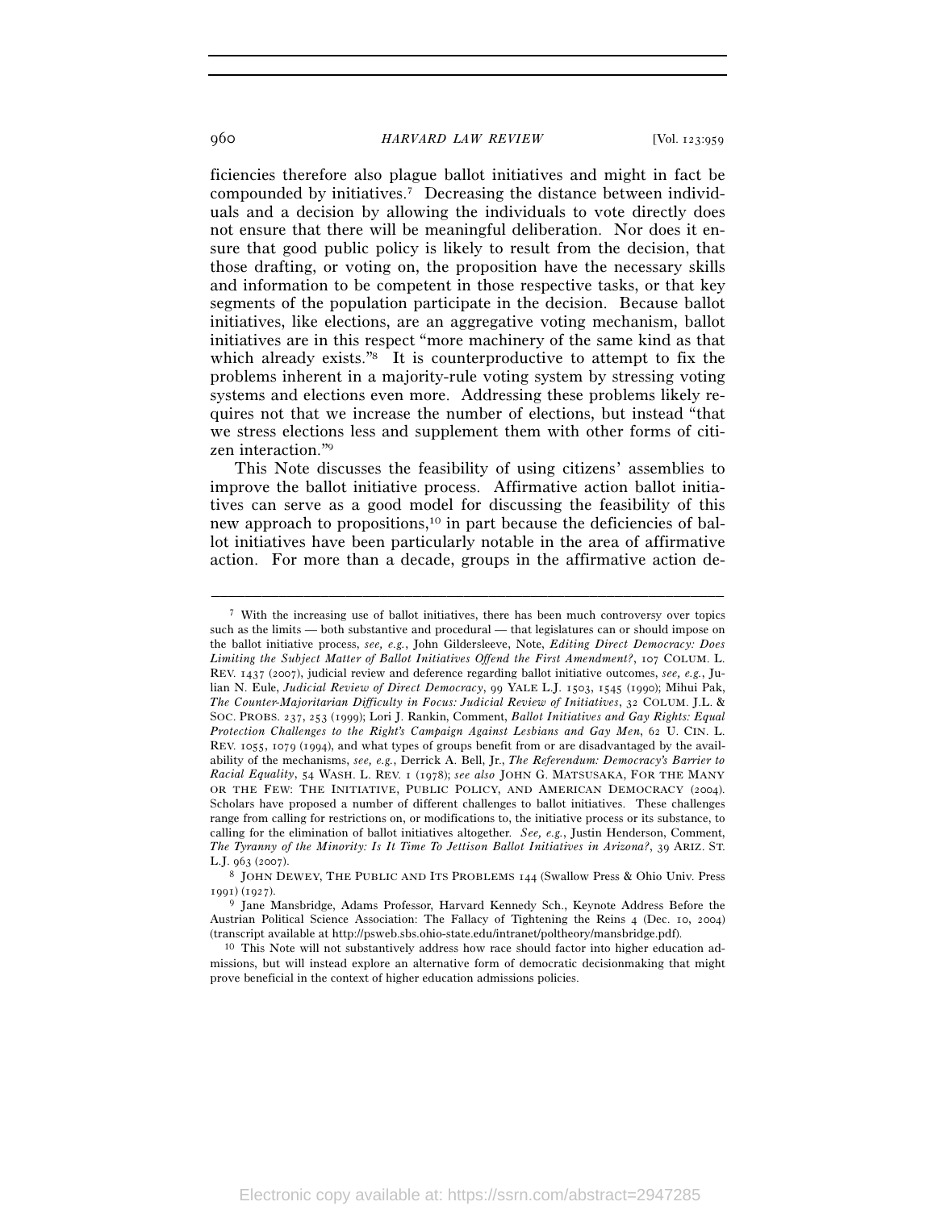ficiencies therefore also plague ballot initiatives and might in fact be compounded by initiatives.[7] Decreasing the distance between individuals and a decision by allowing the individuals to vote directly does not ensure that there will be meaningful deliberation. Nor does it ensure that good public policy is likely to result from the decision, that those drafting, or voting on, the proposition have the necessary skills and information to be competent in those respective tasks, or that key segments of the population participate in the decision. Because ballot initiatives, like elections, are an aggregative voting mechanism, ballot initiatives are in this respect "more machinery of the same kind as that which already exists."[8] It is counterproductive to attempt to fix the problems inherent in a majority-rule voting system by stressing voting systems and elections even more. Addressing these problems likely requires not that we increase the number of elections, but instead "that we stress elections less and supplement them with other forms of citizen interaction."[9]

This Note discusses the feasibility of using citizens' assemblies to improve the ballot initiative process. Affirmative action ballot initiatives can serve as a good model for discussing the feasibility of this new approach to propositions,[10] in part because the deficiencies of ballot initiatives have been particularly notable in the area of affirmative action. For more than a decade, groups in the affirmative action de-

---

[7] With the increasing use of ballot initiatives, there has been much controversy over topics such as the limits — both substantive and procedural — that legislatures can or should impose on the ballot initiative process, *see, e.g.*, John Gildersleeve, Note, *Editing Direct Democracy: Does Limiting the Subject Matter of Ballot Initiatives Offend the First Amendment?*, 107 COLUM. L. REV. 1437 (2007), judicial review and deference regarding ballot initiative outcomes, *see, e.g.*, Julian N. Eule, *Judicial Review of Direct Democracy*, 99 YALE L.J. 1503, 1545 (1990); Mihui Pak, *The Counter-Majoritarian Difficulty in Focus: Judicial Review of Initiatives*, 32 COLUM. J.L. & SOC. PROBS. 237, 253 (1999); Lori J. Rankin, Comment, *Ballot Initiatives and Gay Rights: Equal Protection Challenges to the Right's Campaign Against Lesbians and Gay Men*, 62 U. CIN. L. REV. 1055, 1079 (1994), and what types of groups benefit from or are disadvantaged by the availability of the mechanisms, *see, e.g.*, Derrick A. Bell, Jr., *The Referendum: Democracy's Barrier to Racial Equality*, 54 WASH. L. REV. 1 (1978); *see also* JOHN G. MATSUSAKA, FOR THE MANY OR THE FEW: THE INITIATIVE, PUBLIC POLICY, AND AMERICAN DEMOCRACY (2004). Scholars have proposed a number of different challenges to ballot initiatives. These challenges range from calling for restrictions on, or modifications to, the initiative process or its substance, to calling for the elimination of ballot initiatives altogether. *See, e.g.*, Justin Henderson, Comment, *The Tyranny of the Minority: Is It Time To Jettison Ballot Initiatives in Arizona?*, 39 ARIZ. ST. L.J. 963 (2007).

[8] JOHN DEWEY, THE PUBLIC AND ITS PROBLEMS 144 (Swallow Press & Ohio Univ. Press 1991) (1927).

[9] Jane Mansbridge, Adams Professor, Harvard Kennedy Sch., Keynote Address Before the Austrian Political Science Association: The Fallacy of Tightening the Reins 4 (Dec. 10, 2004) (transcript available at http://psweb.sbs.ohio-state.edu/intranet/poltheory/mansbridge.pdf).

[10] This Note will not substantively address how race should factor into higher education admissions, but will instead explore an alternative form of democratic decisionmaking that might prove beneficial in the context of higher education admissions policies.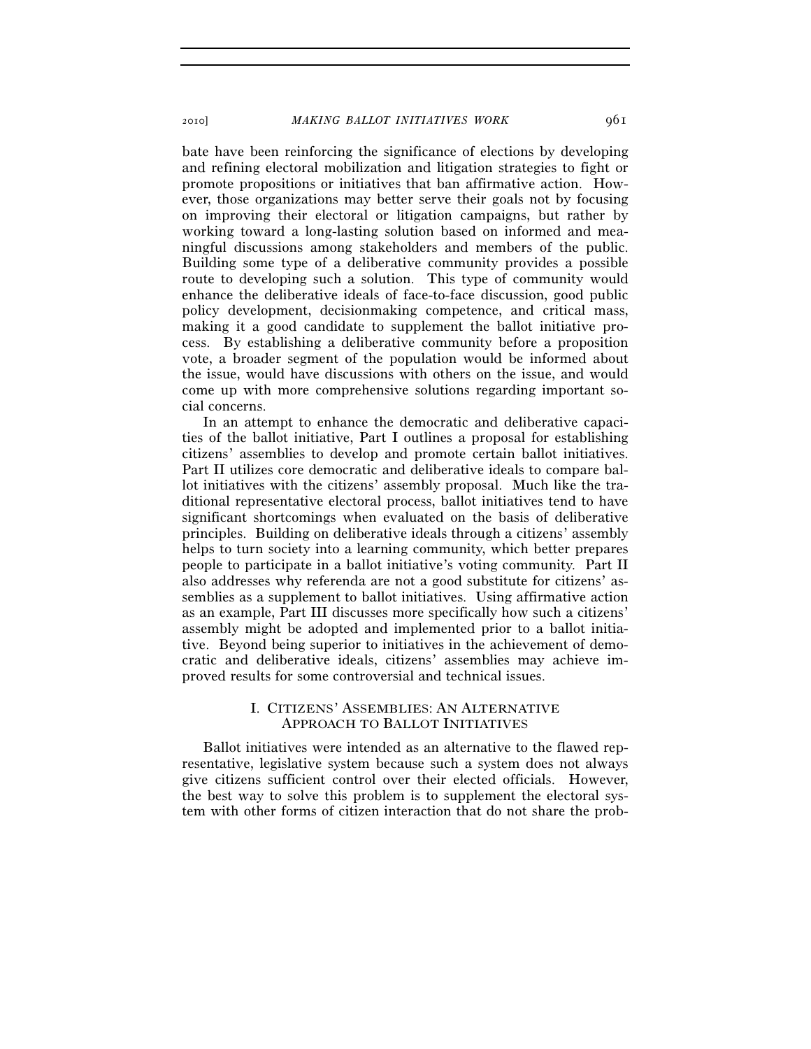bate have been reinforcing the significance of elections by developing and refining electoral mobilization and litigation strategies to fight or promote propositions or initiatives that ban affirmative action. However, those organizations may better serve their goals not by focusing on improving their electoral or litigation campaigns, but rather by working toward a long-lasting solution based on informed and meaningful discussions among stakeholders and members of the public. Building some type of a deliberative community provides a possible route to developing such a solution. This type of community would enhance the deliberative ideals of face-to-face discussion, good public policy development, decisionmaking competence, and critical mass, making it a good candidate to supplement the ballot initiative process. By establishing a deliberative community before a proposition vote, a broader segment of the population would be informed about the issue, would have discussions with others on the issue, and would come up with more comprehensive solutions regarding important social concerns.

In an attempt to enhance the democratic and deliberative capacities of the ballot initiative, Part I outlines a proposal for establishing citizens' assemblies to develop and promote certain ballot initiatives. Part II utilizes core democratic and deliberative ideals to compare ballot initiatives with the citizens' assembly proposal. Much like the traditional representative electoral process, ballot initiatives tend to have significant shortcomings when evaluated on the basis of deliberative principles. Building on deliberative ideals through a citizens' assembly helps to turn society into a learning community, which better prepares people to participate in a ballot initiative's voting community. Part II also addresses why referenda are not a good substitute for citizens' assemblies as a supplement to ballot initiatives. Using affirmative action as an example, Part III discusses more specifically how such a citizens' assembly might be adopted and implemented prior to a ballot initiative. Beyond being superior to initiatives in the achievement of democratic and deliberative ideals, citizens' assemblies may achieve improved results for some controversial and technical issues.

## I. CITIZENS' ASSEMBLIES: AN ALTERNATIVE APPROACH TO BALLOT INITIATIVES

Ballot initiatives were intended as an alternative to the flawed representative, legislative system because such a system does not always give citizens sufficient control over their elected officials. However, the best way to solve this problem is to supplement the electoral system with other forms of citizen interaction that do not share the prob-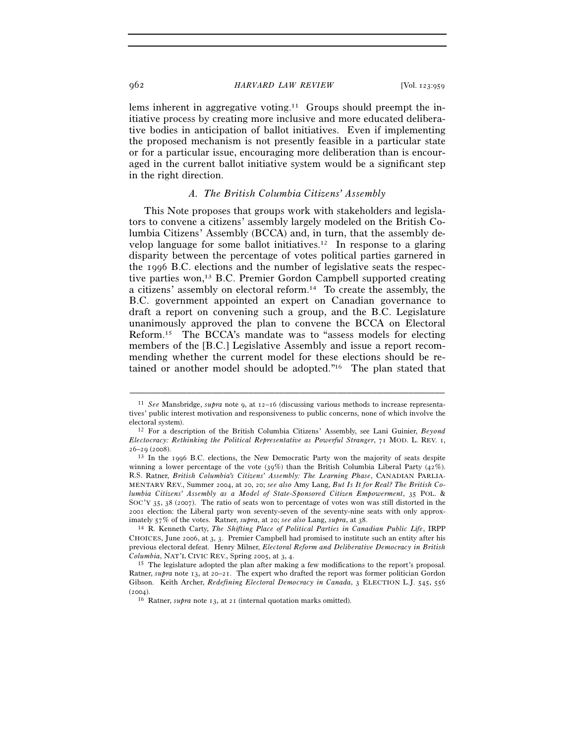lems inherent in aggregative voting.[11] Groups should preempt the initiative process by creating more inclusive and more educated deliberative bodies in anticipation of ballot initiatives. Even if implementing the proposed mechanism is not presently feasible in a particular state or for a particular issue, encouraging more deliberation than is encouraged in the current ballot initiative system would be a significant step in the right direction.

### *A. The British Columbia Citizens' Assembly*

This Note proposes that groups work with stakeholders and legislators to convene a citizens' assembly largely modeled on the British Columbia Citizens' Assembly (BCCA) and, in turn, that the assembly develop language for some ballot initiatives.[12] In response to a glaring disparity between the percentage of votes political parties garnered in the 1996 B.C. elections and the number of legislative seats the respective parties won,[13] B.C. Premier Gordon Campbell supported creating a citizens' assembly on electoral reform.[14] To create the assembly, the B.C. government appointed an expert on Canadian governance to draft a report on convening such a group, and the B.C. Legislature unanimously approved the plan to convene the BCCA on Electoral Reform.[15] The BCCA's mandate was to "assess models for electing members of the [B.C.] Legislative Assembly and issue a report recommending whether the current model for these elections should be retained or another model should be adopted."[16] The plan stated that

---

[11] *See* Mansbridge, *supra* note 9, at 12–16 (discussing various methods to increase representatives' public interest motivation and responsiveness to public concerns, none of which involve the electoral system).

[12] For a description of the British Columbia Citizens' Assembly, see Lani Guinier, *Beyond Electocracy: Rethinking the Political Representative as Powerful Stranger*, 71 MOD. L. REV. 1, 26–29 (2008).

[13] In the 1996 B.C. elections, the New Democratic Party won the majority of seats despite winning a lower percentage of the vote (39%) than the British Columbia Liberal Party (42%). R.S. Ratner, *British Columbia's Citizens' Assembly: The Learning Phase*, CANADIAN PARLIAMENTARY REV., Summer 2004, at 20, 20; *see also* Amy Lang, *But Is It for Real? The British Columbia Citizens' Assembly as a Model of State-Sponsored Citizen Empowerment*, 35 POL. & SOC'Y 35, 38 (2007). The ratio of seats won to percentage of votes won was still distorted in the 2001 election: the Liberal party won seventy-seven of the seventy-nine seats with only approximately 57% of the votes. Ratner, *supra*, at 20; *see also* Lang, *supra*, at 38.

[14] R. Kenneth Carty, *The Shifting Place of Political Parties in Canadian Public Life*, IRPP CHOICES, June 2006, at 3, 3. Premier Campbell had promised to institute such an entity after his previous electoral defeat. Henry Milner, *Electoral Reform and Deliberative Democracy in British Columbia*, NAT'L CIVIC REV., Spring 2005, at 3, 4.

[15] The legislature adopted the plan after making a few modifications to the report's proposal. Ratner, *supra* note 13, at 20–21. The expert who drafted the report was former politician Gordon Gibson. Keith Archer, *Redefining Electoral Democracy in Canada*, 3 ELECTION L.J. 545, 556 (2004).

[16] Ratner, *supra* note 13, at 21 (internal quotation marks omitted).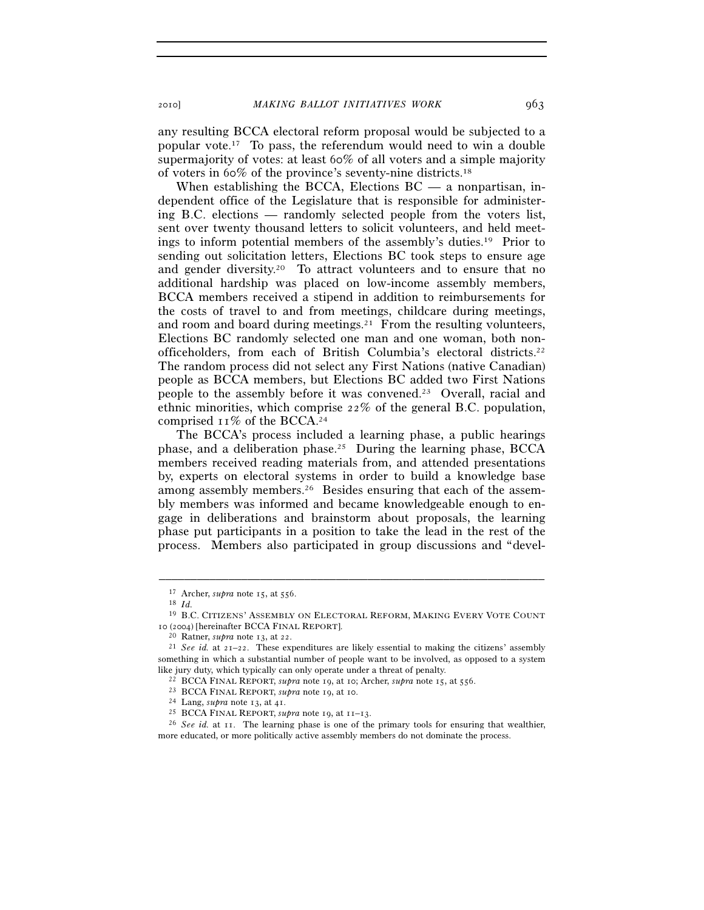any resulting BCCA electoral reform proposal would be subjected to a popular vote.[17] To pass, the referendum would need to win a double supermajority of votes: at least 60% of all voters and a simple majority of voters in 60% of the province's seventy-nine districts.[18]

When establishing the BCCA, Elections BC — a nonpartisan, independent office of the Legislature that is responsible for administering B.C. elections — randomly selected people from the voters list, sent over twenty thousand letters to solicit volunteers, and held meetings to inform potential members of the assembly's duties.[19] Prior to sending out solicitation letters, Elections BC took steps to ensure age and gender diversity.[20] To attract volunteers and to ensure that no additional hardship was placed on low-income assembly members, BCCA members received a stipend in addition to reimbursements for the costs of travel to and from meetings, childcare during meetings, and room and board during meetings.[21] From the resulting volunteers, Elections BC randomly selected one man and one woman, both non-officeholders, from each of British Columbia's electoral districts.[22] The random process did not select any First Nations (native Canadian) people as BCCA members, but Elections BC added two First Nations people to the assembly before it was convened.[23] Overall, racial and ethnic minorities, which comprise 22% of the general B.C. population, comprised 11% of the BCCA.[24]

The BCCA's process included a learning phase, a public hearings phase, and a deliberation phase.[25] During the learning phase, BCCA members received reading materials from, and attended presentations by, experts on electoral systems in order to build a knowledge base among assembly members.[26] Besides ensuring that each of the assembly members was informed and became knowledgeable enough to engage in deliberations and brainstorm about proposals, the learning phase put participants in a position to take the lead in the rest of the process. Members also participated in group discussions and "devel-

---

[17] Archer, *supra* note 15, at 556.

[18] *Id.*

[19] B.C. CITIZENS' ASSEMBLY ON ELECTORAL REFORM, MAKING EVERY VOTE COUNT 10 (2004) [hereinafter BCCA FINAL REPORT].

[20] Ratner, *supra* note 13, at 22.

[21] *See id.* at 21–22. These expenditures are likely essential to making the citizens' assembly something in which a substantial number of people want to be involved, as opposed to a system like jury duty, which typically can only operate under a threat of penalty.

[22] BCCA FINAL REPORT, *supra* note 19, at 10; Archer, *supra* note 15, at 556.

[23] BCCA FINAL REPORT, *supra* note 19, at 10.

[24] Lang, *supra* note 13, at 41.

[25] BCCA FINAL REPORT, *supra* note 19, at 11–13.

[26] *See id.* at 11. The learning phase is one of the primary tools for ensuring that wealthier, more educated, or more politically active assembly members do not dominate the process.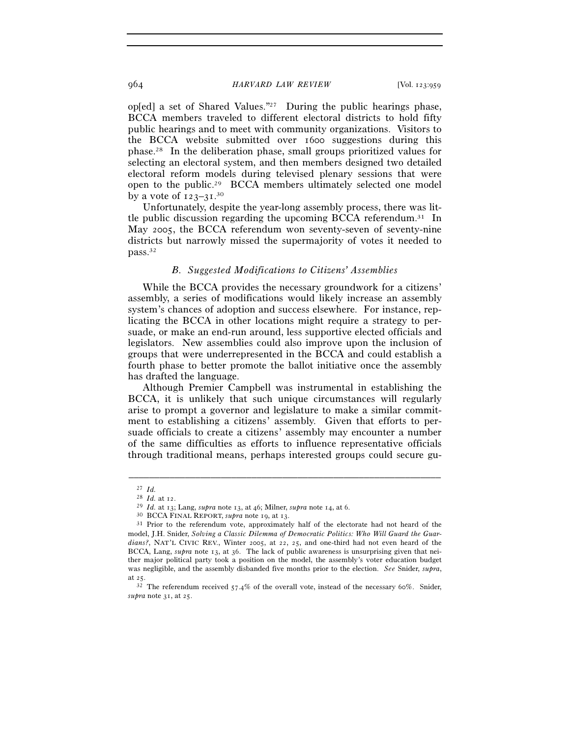op[ed] a set of Shared Values."[27] During the public hearings phase, BCCA members traveled to different electoral districts to hold fifty public hearings and to meet with community organizations. Visitors to the BCCA website submitted over 1600 suggestions during this phase.[28] In the deliberation phase, small groups prioritized values for selecting an electoral system, and then members designed two detailed electoral reform models during televised plenary sessions that were open to the public.[29] BCCA members ultimately selected one model by a vote of 123–31.[30]

Unfortunately, despite the year-long assembly process, there was little public discussion regarding the upcoming BCCA referendum.[31] In May 2005, the BCCA referendum won seventy-seven of seventy-nine districts but narrowly missed the supermajority of votes it needed to pass.[32]

### *B. Suggested Modifications to Citizens' Assemblies*

While the BCCA provides the necessary groundwork for a citizens' assembly, a series of modifications would likely increase an assembly system's chances of adoption and success elsewhere. For instance, replicating the BCCA in other locations might require a strategy to persuade, or make an end-run around, less supportive elected officials and legislators. New assemblies could also improve upon the inclusion of groups that were underrepresented in the BCCA and could establish a fourth phase to better promote the ballot initiative once the assembly has drafted the language.

Although Premier Campbell was instrumental in establishing the BCCA, it is unlikely that such unique circumstances will regularly arise to prompt a governor and legislature to make a similar commitment to establishing a citizens' assembly. Given that efforts to persuade officials to create a citizens' assembly may encounter a number of the same difficulties as efforts to influence representative officials through traditional means, perhaps interested groups could secure gu-

---

[27] *Id.*

[28] *Id.* at 12.

[29] *Id.* at 13; Lang, *supra* note 13, at 46; Milner, *supra* note 14, at 6.

[30] BCCA FINAL REPORT, *supra* note 19, at 13.

[31] Prior to the referendum vote, approximately half of the electorate had not heard of the model, J.H. Snider, *Solving a Classic Dilemma of Democratic Politics: Who Will Guard the Guardians?*, NAT'L CIVIC REV., Winter 2005, at 22, 25, and one-third had not even heard of the BCCA, Lang, *supra* note 13, at 36. The lack of public awareness is unsurprising given that neither major political party took a position on the model, the assembly's voter education budget was negligible, and the assembly disbanded five months prior to the election. *See* Snider, *supra*, at 25.

[32] The referendum received 57.4% of the overall vote, instead of the necessary 60%. Snider, *supra* note 31, at 25.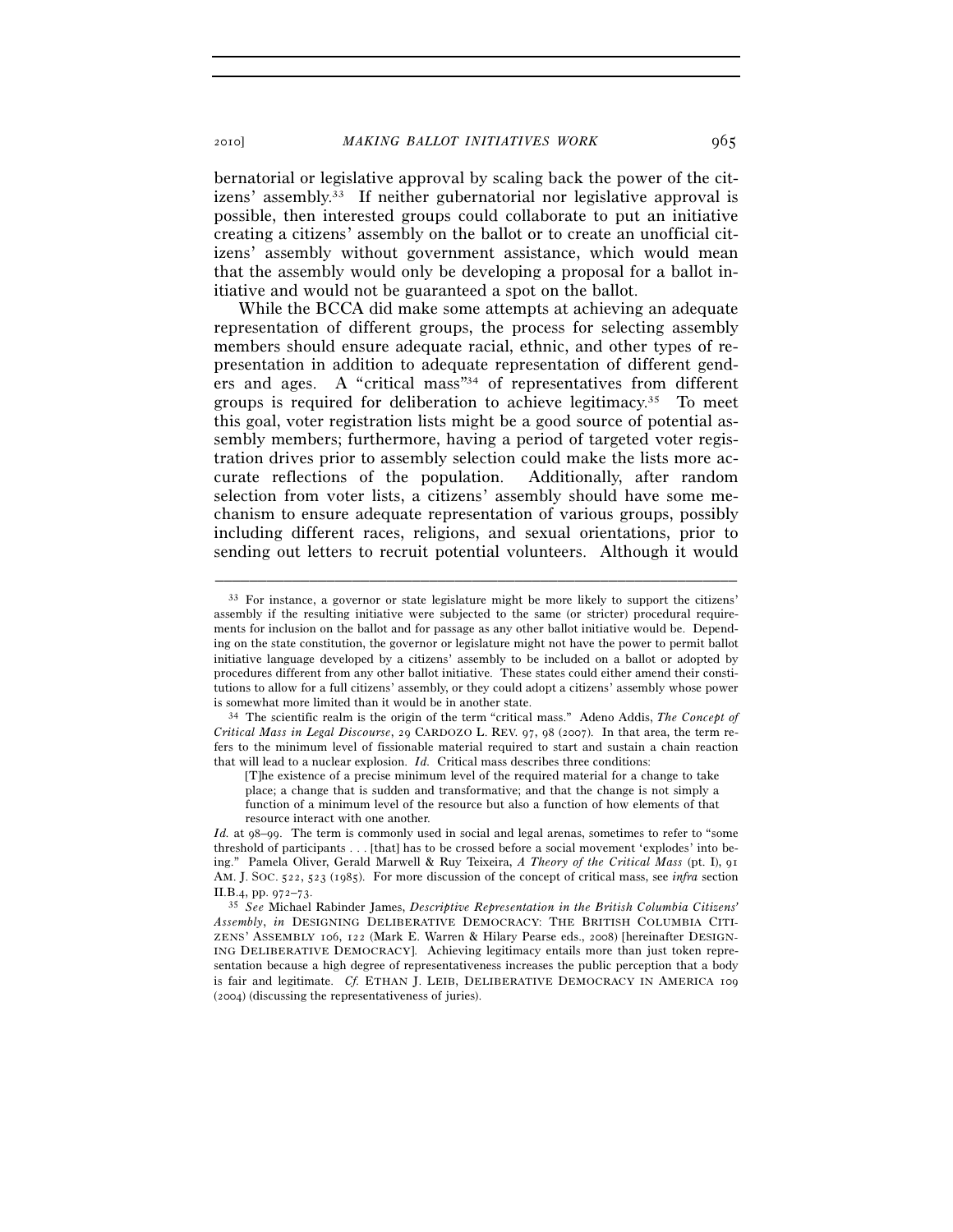bernatorial or legislative approval by scaling back the power of the citizens' assembly.[33] If neither gubernatorial nor legislative approval is possible, then interested groups could collaborate to put an initiative creating a citizens' assembly on the ballot or to create an unofficial citizens' assembly without government assistance, which would mean that the assembly would only be developing a proposal for a ballot initiative and would not be guaranteed a spot on the ballot.

While the BCCA did make some attempts at achieving an adequate representation of different groups, the process for selecting assembly members should ensure adequate racial, ethnic, and other types of representation in addition to adequate representation of different genders and ages. A "critical mass"[34] of representatives from different groups is required for deliberation to achieve legitimacy.[35] To meet this goal, voter registration lists might be a good source of potential assembly members; furthermore, having a period of targeted voter registration drives prior to assembly selection could make the lists more accurate reflections of the population. Additionally, after random selection from voter lists, a citizens' assembly should have some mechanism to ensure adequate representation of various groups, possibly including different races, religions, and sexual orientations, prior to sending out letters to recruit potential volunteers. Although it would

---

[33] For instance, a governor or state legislature might be more likely to support the citizens' assembly if the resulting initiative were subjected to the same (or stricter) procedural requirements for inclusion on the ballot and for passage as any other ballot initiative would be. Depending on the state constitution, the governor or legislature might not have the power to permit ballot initiative language developed by a citizens' assembly to be included on a ballot or adopted by procedures different from any other ballot initiative. These states could either amend their constitutions to allow for a full citizens' assembly, or they could adopt a citizens' assembly whose power is somewhat more limited than it would be in another state.

[34] The scientific realm is the origin of the term "critical mass." Adeno Addis, *The Concept of Critical Mass in Legal Discourse*, 29 CARDOZO L. REV. 97, 98 (2007). In that area, the term refers to the minimum level of fissionable material required to start and sustain a chain reaction that will lead to a nuclear explosion. *Id.* Critical mass describes three conditions:

> [T]he existence of a precise minimum level of the required material for a change to take place; a change that is sudden and transformative; and that the change is not simply a function of a minimum level of the resource but also a function of how elements of that resource interact with one another.

*Id.* at 98–99. The term is commonly used in social and legal arenas, sometimes to refer to "some threshold of participants . . . [that] has to be crossed before a social movement 'explodes' into being." Pamela Oliver, Gerald Marwell & Ruy Teixeira, *A Theory of the Critical Mass* (pt. I), 91 AM. J. SOC. 522, 523 (1985). For more discussion of the concept of critical mass, see *infra* section II.B.4, pp. 972–73.

[35] *See* Michael Rabinder James, *Descriptive Representation in the British Columbia Citizens' Assembly*, *in* DESIGNING DELIBERATIVE DEMOCRACY: THE BRITISH COLUMBIA CITIZENS' ASSEMBLY 106, 122 (Mark E. Warren & Hilary Pearse eds., 2008) [hereinafter DESIGNING DELIBERATIVE DEMOCRACY]. Achieving legitimacy entails more than just token representation because a high degree of representativeness increases the public perception that a body is fair and legitimate. *Cf.* ETHAN J. LEIB, DELIBERATIVE DEMOCRACY IN AMERICA 109 (2004) (discussing the representativeness of juries).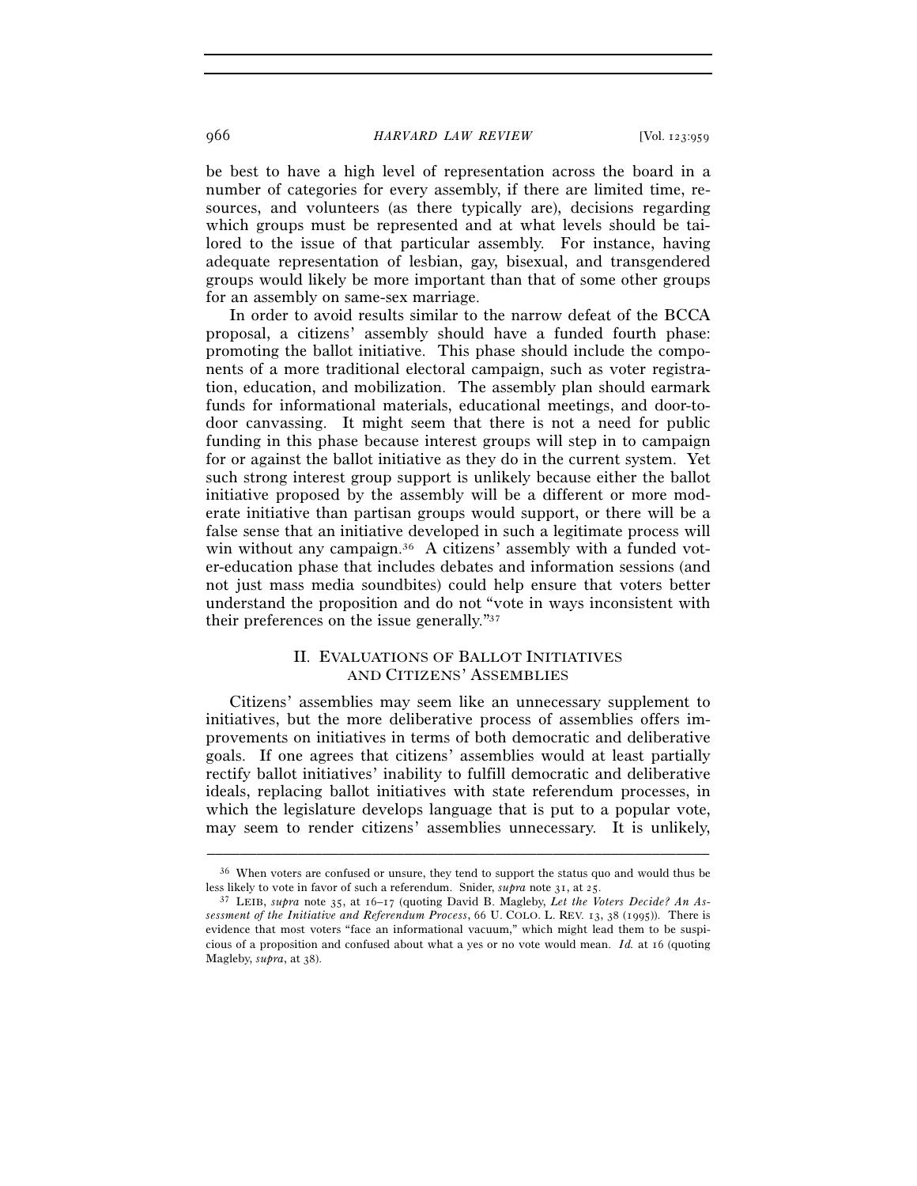be best to have a high level of representation across the board in a number of categories for every assembly, if there are limited time, resources, and volunteers (as there typically are), decisions regarding which groups must be represented and at what levels should be tailored to the issue of that particular assembly. For instance, having adequate representation of lesbian, gay, bisexual, and transgendered groups would likely be more important than that of some other groups for an assembly on same-sex marriage.

In order to avoid results similar to the narrow defeat of the BCCA proposal, a citizens' assembly should have a funded fourth phase: promoting the ballot initiative. This phase should include the components of a more traditional electoral campaign, such as voter registration, education, and mobilization. The assembly plan should earmark funds for informational materials, educational meetings, and door-to-door canvassing. It might seem that there is not a need for public funding in this phase because interest groups will step in to campaign for or against the ballot initiative as they do in the current system. Yet such strong interest group support is unlikely because either the ballot initiative proposed by the assembly will be a different or more moderate initiative than partisan groups would support, or there will be a false sense that an initiative developed in such a legitimate process will win without any campaign.[36] A citizens' assembly with a funded voter-education phase that includes debates and information sessions (and not just mass media soundbites) could help ensure that voters better understand the proposition and do not "vote in ways inconsistent with their preferences on the issue generally."[37]

## II. Evaluations of Ballot Initiatives and Citizens' Assemblies

Citizens' assemblies may seem like an unnecessary supplement to initiatives, but the more deliberative process of assemblies offers improvements on initiatives in terms of both democratic and deliberative goals. If one agrees that citizens' assemblies would at least partially rectify ballot initiatives' inability to fulfill democratic and deliberative ideals, replacing ballot initiatives with state referendum processes, in which the legislature develops language that is put to a popular vote, may seem to render citizens' assemblies unnecessary. It is unlikely,

---

[36] When voters are confused or unsure, they tend to support the status quo and would thus be less likely to vote in favor of such a referendum. Snider, *supra* note 31, at 25.

[37] Leib, *supra* note 35, at 16–17 (quoting David B. Magleby, *Let the Voters Decide? An Assessment of the Initiative and Referendum Process*, 66 U. Colo. L. Rev. 13, 38 (1995)). There is evidence that most voters "face an informational vacuum," which might lead them to be suspicious of a proposition and confused about what a yes or no vote would mean. *Id.* at 16 (quoting Magleby, *supra*, at 38).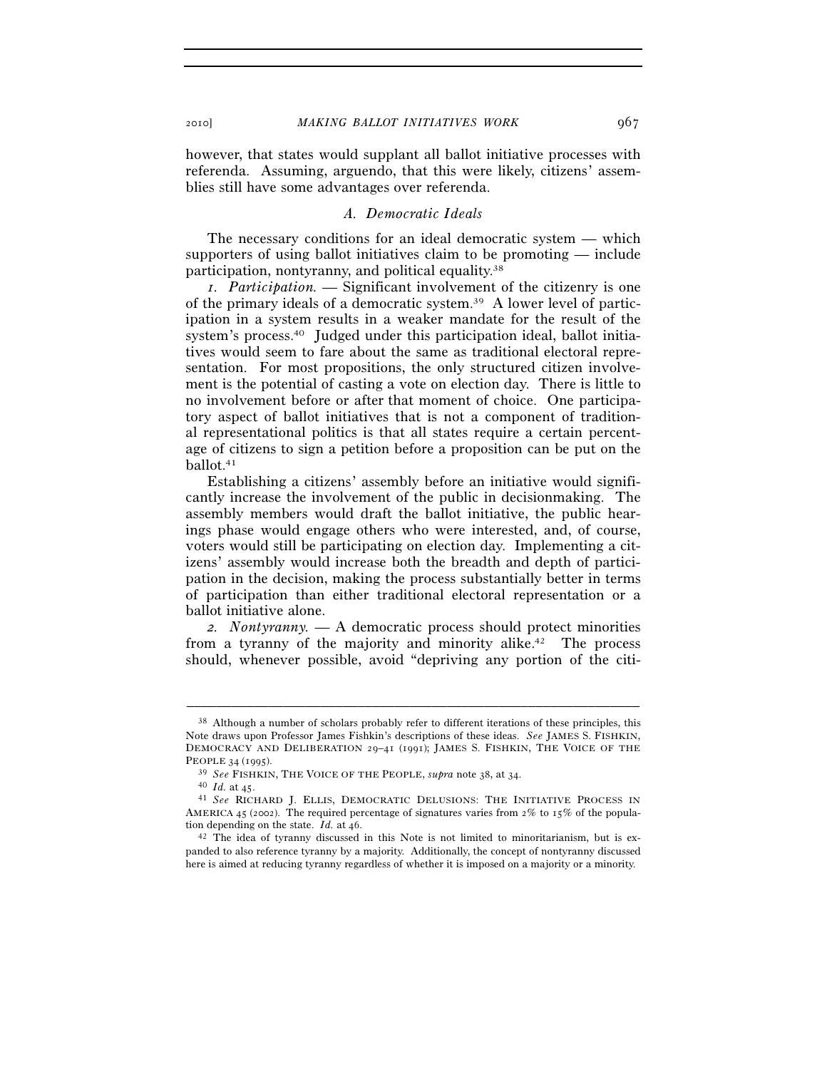however, that states would supplant all ballot initiative processes with referenda. Assuming, arguendo, that this were likely, citizens' assemblies still have some advantages over referenda.

### *A. Democratic Ideals*

The necessary conditions for an ideal democratic system — which supporters of using ballot initiatives claim to be promoting — include participation, nontyranny, and political equality.[38]

*1. Participation.* — Significant involvement of the citizenry is one of the primary ideals of a democratic system.[39] A lower level of participation in a system results in a weaker mandate for the result of the system's process.[40] Judged under this participation ideal, ballot initiatives would seem to fare about the same as traditional electoral representation. For most propositions, the only structured citizen involvement is the potential of casting a vote on election day. There is little to no involvement before or after that moment of choice. One participatory aspect of ballot initiatives that is not a component of traditional representational politics is that all states require a certain percentage of citizens to sign a petition before a proposition can be put on the ballot.[41]

Establishing a citizens' assembly before an initiative would significantly increase the involvement of the public in decisionmaking. The assembly members would draft the ballot initiative, the public hearings phase would engage others who were interested, and, of course, voters would still be participating on election day. Implementing a citizens' assembly would increase both the breadth and depth of participation in the decision, making the process substantially better in terms of participation than either traditional electoral representation or a ballot initiative alone.

*2. Nontyranny.* — A democratic process should protect minorities from a tyranny of the majority and minority alike.[42] The process should, whenever possible, avoid "depriving any portion of the citi-

---

[38] Although a number of scholars probably refer to different iterations of these principles, this Note draws upon Professor James Fishkin's descriptions of these ideas. *See* JAMES S. FISHKIN, DEMOCRACY AND DELIBERATION 29–41 (1991); JAMES S. FISHKIN, THE VOICE OF THE PEOPLE 34 (1995).

[39] *See* FISHKIN, THE VOICE OF THE PEOPLE, *supra* note 38, at 34.

[40] *Id.* at 45.

[41] *See* RICHARD J. ELLIS, DEMOCRATIC DELUSIONS: THE INITIATIVE PROCESS IN AMERICA 45 (2002). The required percentage of signatures varies from 2% to 15% of the population depending on the state. *Id.* at 46.

[42] The idea of tyranny discussed in this Note is not limited to minoritarianism, but is expanded to also reference tyranny by a majority. Additionally, the concept of nontyranny discussed here is aimed at reducing tyranny regardless of whether it is imposed on a majority or a minority.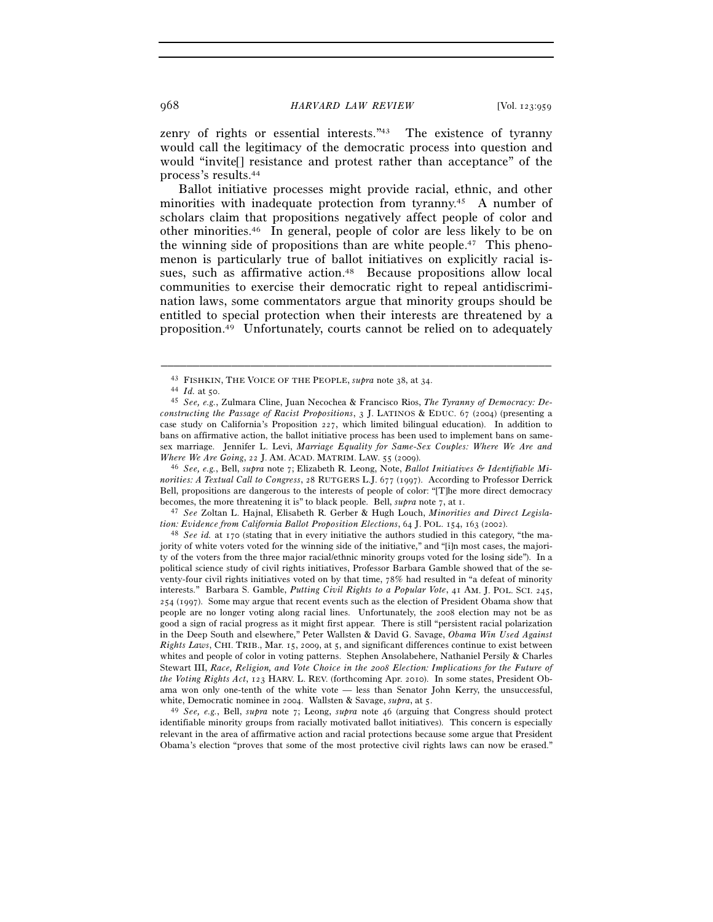zenry of rights or essential interests."[43] The existence of tyranny would call the legitimacy of the democratic process into question and would "invite[] resistance and protest rather than acceptance" of the process's results.[44]

Ballot initiative processes might provide racial, ethnic, and other minorities with inadequate protection from tyranny.[45] A number of scholars claim that propositions negatively affect people of color and other minorities.[46] In general, people of color are less likely to be on the winning side of propositions than are white people.[47] This phenomenon is particularly true of ballot initiatives on explicitly racial issues, such as affirmative action.[48] Because propositions allow local communities to exercise their democratic right to repeal antidiscrimination laws, some commentators argue that minority groups should be entitled to special protection when their interests are threatened by a proposition.[49] Unfortunately, courts cannot be relied on to adequately

---

[43] FISHKIN, THE VOICE OF THE PEOPLE, *supra* note 38, at 34.

[44] *Id.* at 50.

[45] *See, e.g.*, Zulmara Cline, Juan Necochea & Francisco Rios, *The Tyranny of Democracy: Deconstructing the Passage of Racist Propositions*, 3 J. LATINOS & EDUC. 67 (2004) (presenting a case study on California's Proposition 227, which limited bilingual education). In addition to bans on affirmative action, the ballot initiative process has been used to implement bans on same-sex marriage. Jennifer L. Levi, *Marriage Equality for Same-Sex Couples: Where We Are and Where We Are Going*, 22 J. AM. ACAD. MATRIM. LAW. 55 (2009).

[46] *See, e.g.*, Bell, *supra* note 7; Elizabeth R. Leong, Note, *Ballot Initiatives & Identifiable Minorities: A Textual Call to Congress*, 28 RUTGERS L.J. 677 (1997). According to Professor Derrick Bell, propositions are dangerous to the interests of people of color: "[T]he more direct democracy becomes, the more threatening it is" to black people. Bell, *supra* note 7, at 1.

[47] *See* Zoltan L. Hajnal, Elisabeth R. Gerber & Hugh Louch, *Minorities and Direct Legislation: Evidence from California Ballot Proposition Elections*, 64 J. POL. 154, 163 (2002).

[48] *See id.* at 170 (stating that in every initiative the authors studied in this category, "the majority of white voters voted for the winning side of the initiative," and "[i]n most cases, the majority of the voters from the three major racial/ethnic minority groups voted for the losing side"). In a political science study of civil rights initiatives, Professor Barbara Gamble showed that of the seventy-four civil rights initiatives voted on by that time, 78% had resulted in "a defeat of minority interests." Barbara S. Gamble, *Putting Civil Rights to a Popular Vote*, 41 AM. J. POL. SCI. 245, 254 (1997). Some may argue that recent events such as the election of President Obama show that people are no longer voting along racial lines. Unfortunately, the 2008 election may not be as good a sign of racial progress as it might first appear. There is still "persistent racial polarization in the Deep South and elsewhere," Peter Wallsten & David G. Savage, *Obama Win Used Against Rights Laws*, CHI. TRIB., Mar. 15, 2009, at 5, and significant differences continue to exist between whites and people of color in voting patterns. Stephen Ansolabehere, Nathaniel Persily & Charles Stewart III, *Race, Religion, and Vote Choice in the 2008 Election: Implications for the Future of the Voting Rights Act*, 123 HARV. L. REV. (forthcoming Apr. 2010). In some states, President Obama won only one-tenth of the white vote — less than Senator John Kerry, the unsuccessful, white, Democratic nominee in 2004. Wallsten & Savage, *supra*, at 5.

[49] *See, e.g.*, Bell, *supra* note 7; Leong, *supra* note 46 (arguing that Congress should protect identifiable minority groups from racially motivated ballot initiatives). This concern is especially relevant in the area of affirmative action and racial protections because some argue that President Obama's election "proves that some of the most protective civil rights laws can now be erased."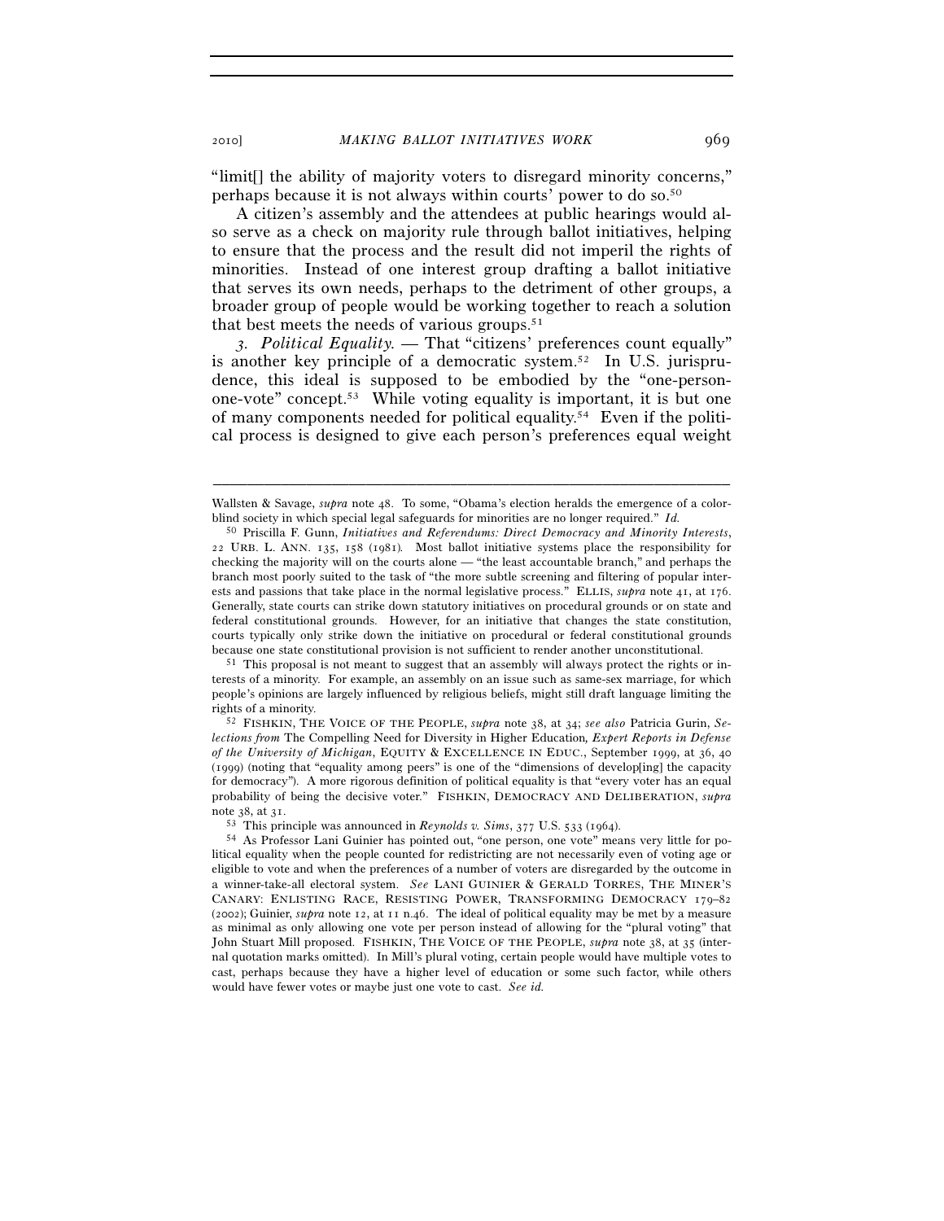"limit[] the ability of majority voters to disregard minority concerns," perhaps because it is not always within courts' power to do so.[50]

A citizen's assembly and the attendees at public hearings would also serve as a check on majority rule through ballot initiatives, helping to ensure that the process and the result did not imperil the rights of minorities. Instead of one interest group drafting a ballot initiative that serves its own needs, perhaps to the detriment of other groups, a broader group of people would be working together to reach a solution that best meets the needs of various groups.[51]

*3. Political Equality.* — That "citizens' preferences count equally" is another key principle of a democratic system.[52] In U.S. jurisprudence, this ideal is supposed to be embodied by the "one-person-one-vote" concept.[53] While voting equality is important, it is but one of many components needed for political equality.[54] Even if the political process is designed to give each person's preferences equal weight

---

Wallsten & Savage, *supra* note 48. To some, "Obama's election heralds the emergence of a colorblind society in which special legal safeguards for minorities are no longer required." *Id.*

[50] Priscilla F. Gunn, *Initiatives and Referendums: Direct Democracy and Minority Interests*, 22 URB. L. ANN. 135, 158 (1981). Most ballot initiative systems place the responsibility for checking the majority will on the courts alone — "the least accountable branch," and perhaps the branch most poorly suited to the task of "the more subtle screening and filtering of popular interests and passions that take place in the normal legislative process." ELLIS, *supra* note 41, at 176. Generally, state courts can strike down statutory initiatives on procedural grounds or on state and federal constitutional grounds. However, for an initiative that changes the state constitution, courts typically only strike down the initiative on procedural or federal constitutional grounds because one state constitutional provision is not sufficient to render another unconstitutional.

[51] This proposal is not meant to suggest that an assembly will always protect the rights or interests of a minority. For example, an assembly on an issue such as same-sex marriage, for which people's opinions are largely influenced by religious beliefs, might still draft language limiting the rights of a minority.

[52] FISHKIN, THE VOICE OF THE PEOPLE, *supra* note 38, at 34; *see also* Patricia Gurin, *Selections from* The Compelling Need for Diversity in Higher Education*, Expert Reports in Defense of the University of Michigan*, EQUITY & EXCELLENCE IN EDUC., September 1999, at 36, 40 (1999) (noting that "equality among peers" is one of the "dimensions of develop[ing] the capacity for democracy"). A more rigorous definition of political equality is that "every voter has an equal probability of being the decisive voter." FISHKIN, DEMOCRACY AND DELIBERATION, *supra* note 38, at 31.

[53] This principle was announced in *Reynolds v. Sims*, 377 U.S. 533 (1964).

[54] As Professor Lani Guinier has pointed out, "one person, one vote" means very little for political equality when the people counted for redistricting are not necessarily even of voting age or eligible to vote and when the preferences of a number of voters are disregarded by the outcome in a winner-take-all electoral system. *See* LANI GUINIER & GERALD TORRES, THE MINER'S CANARY: ENLISTING RACE, RESISTING POWER, TRANSFORMING DEMOCRACY 179–82 (2002); Guinier, *supra* note 12, at 11 n.46. The ideal of political equality may be met by a measure as minimal as only allowing one vote per person instead of allowing for the "plural voting" that John Stuart Mill proposed. FISHKIN, THE VOICE OF THE PEOPLE, *supra* note 38, at 35 (internal quotation marks omitted). In Mill's plural voting, certain people would have multiple votes to cast, perhaps because they have a higher level of education or some such factor, while others would have fewer votes or maybe just one vote to cast. *See id.*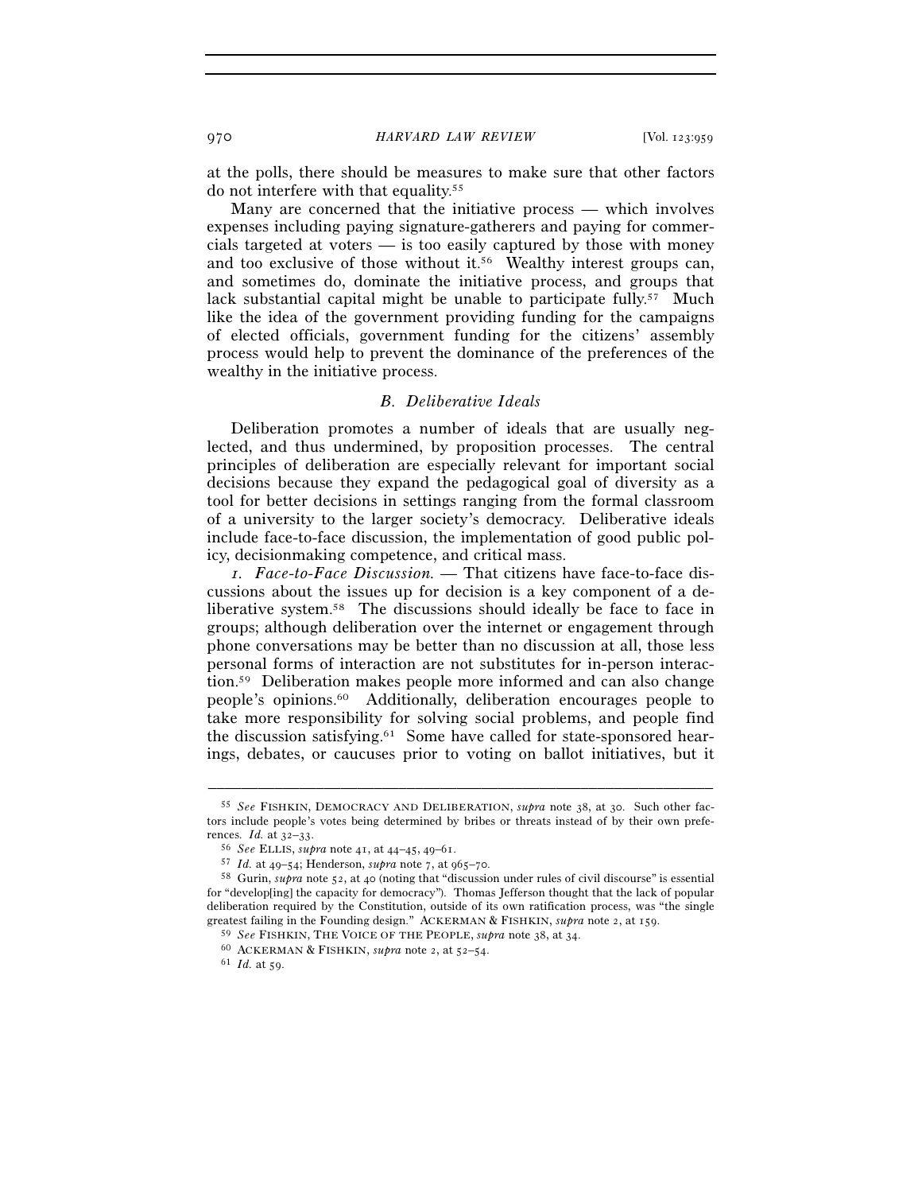at the polls, there should be measures to make sure that other factors do not interfere with that equality.[55]

Many are concerned that the initiative process — which involves expenses including paying signature-gatherers and paying for commercials targeted at voters — is too easily captured by those with money and too exclusive of those without it.[56] Wealthy interest groups can, and sometimes do, dominate the initiative process, and groups that lack substantial capital might be unable to participate fully.[57] Much like the idea of the government providing funding for the campaigns of elected officials, government funding for the citizens' assembly process would help to prevent the dominance of the preferences of the wealthy in the initiative process.

### *B. Deliberative Ideals*

Deliberation promotes a number of ideals that are usually neglected, and thus undermined, by proposition processes. The central principles of deliberation are especially relevant for important social decisions because they expand the pedagogical goal of diversity as a tool for better decisions in settings ranging from the formal classroom of a university to the larger society's democracy. Deliberative ideals include face-to-face discussion, the implementation of good public policy, decisionmaking competence, and critical mass.

*1. Face-to-Face Discussion.* — That citizens have face-to-face discussions about the issues up for decision is a key component of a deliberative system.[58] The discussions should ideally be face to face in groups; although deliberation over the internet or engagement through phone conversations may be better than no discussion at all, those less personal forms of interaction are not substitutes for in-person interaction.[59] Deliberation makes people more informed and can also change people's opinions.[60] Additionally, deliberation encourages people to take more responsibility for solving social problems, and people find the discussion satisfying.[61] Some have called for state-sponsored hearings, debates, or caucuses prior to voting on ballot initiatives, but it

---

[55] *See* FISHKIN, DEMOCRACY AND DELIBERATION, *supra* note 38, at 30. Such other factors include people's votes being determined by bribes or threats instead of by their own preferences. *Id.* at 32–33.

[56] *See* ELLIS, *supra* note 41, at 44–45, 49–61.

[57] *Id.* at 49–54; Henderson, *supra* note 7, at 965–70.

[58] Gurin, *supra* note 52, at 40 (noting that "discussion under rules of civil discourse" is essential for "develop[ing] the capacity for democracy"). Thomas Jefferson thought that the lack of popular deliberation required by the Constitution, outside of its own ratification process, was "the single greatest failing in the Founding design." ACKERMAN & FISHKIN, *supra* note 2, at 159.

[59] *See* FISHKIN, THE VOICE OF THE PEOPLE, *supra* note 38, at 34.

[60] ACKERMAN & FISHKIN, *supra* note 2, at 52–54.

[61] *Id.* at 59.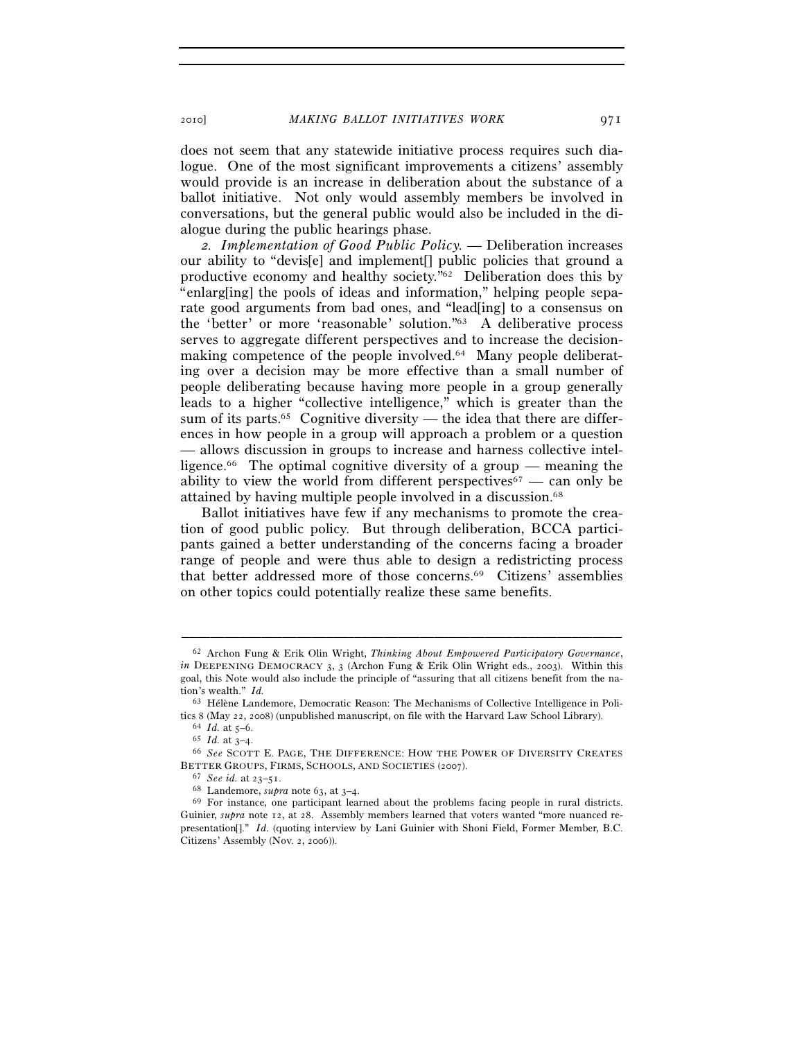does not seem that any statewide initiative process requires such dialogue. One of the most significant improvements a citizens' assembly would provide is an increase in deliberation about the substance of a ballot initiative. Not only would assembly members be involved in conversations, but the general public would also be included in the dialogue during the public hearings phase.

*2. Implementation of Good Public Policy.* — Deliberation increases our ability to "devis[e] and implement[] public policies that ground a productive economy and healthy society."[62] Deliberation does this by "enlarg[ing] the pools of ideas and information," helping people separate good arguments from bad ones, and "lead[ing] to a consensus on the 'better' or more 'reasonable' solution."[63] A deliberative process serves to aggregate different perspectives and to increase the decision-making competence of the people involved.[64] Many people deliberating over a decision may be more effective than a small number of people deliberating because having more people in a group generally leads to a higher "collective intelligence," which is greater than the sum of its parts.[65] Cognitive diversity — the idea that there are differences in how people in a group will approach a problem or a question — allows discussion in groups to increase and harness collective intelligence.[66] The optimal cognitive diversity of a group — meaning the ability to view the world from different perspectives[67] — can only be attained by having multiple people involved in a discussion.[68]

Ballot initiatives have few if any mechanisms to promote the creation of good public policy. But through deliberation, BCCA participants gained a better understanding of the concerns facing a broader range of people and were thus able to design a redistricting process that better addressed more of those concerns.[69] Citizens' assemblies on other topics could potentially realize these same benefits.

---

[62] Archon Fung & Erik Olin Wright, *Thinking About Empowered Participatory Governance*, *in* DEEPENING DEMOCRACY 3, 3 (Archon Fung & Erik Olin Wright eds., 2003). Within this goal, this Note would also include the principle of "assuring that all citizens benefit from the nation's wealth." *Id.*

[63] Hélène Landemore, Democratic Reason: The Mechanisms of Collective Intelligence in Politics 8 (May 22, 2008) (unpublished manuscript, on file with the Harvard Law School Library).

[64] *Id.* at 5–6.

[65] *Id.* at 3–4.

[66] *See* SCOTT E. PAGE, THE DIFFERENCE: HOW THE POWER OF DIVERSITY CREATES BETTER GROUPS, FIRMS, SCHOOLS, AND SOCIETIES (2007).

[67] *See id.* at 23–51.

[68] Landemore, *supra* note 63, at 3–4.

[69] For instance, one participant learned about the problems facing people in rural districts. Guinier, *supra* note 12, at 28. Assembly members learned that voters wanted "more nuanced representation[]." *Id.* (quoting interview by Lani Guinier with Shoni Field, Former Member, B.C. Citizens' Assembly (Nov. 2, 2006)).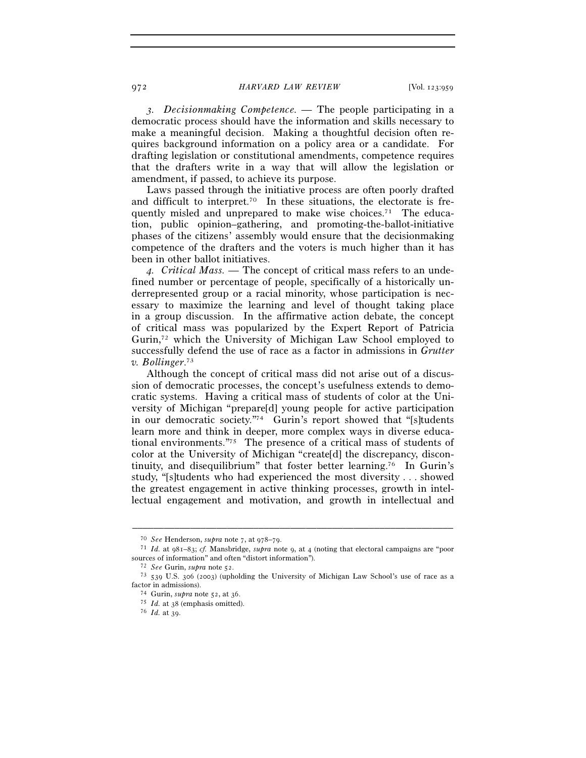*3. Decisionmaking Competence.* — The people participating in a democratic process should have the information and skills necessary to make a meaningful decision. Making a thoughtful decision often requires background information on a policy area or a candidate. For drafting legislation or constitutional amendments, competence requires that the drafters write in a way that will allow the legislation or amendment, if passed, to achieve its purpose.

Laws passed through the initiative process are often poorly drafted and difficult to interpret.[70] In these situations, the electorate is frequently misled and unprepared to make wise choices.[71] The education, public opinion–gathering, and promoting-the-ballot-initiative phases of the citizens' assembly would ensure that the decisionmaking competence of the drafters and the voters is much higher than it has been in other ballot initiatives.

*4. Critical Mass.* — The concept of critical mass refers to an undefined number or percentage of people, specifically of a historically underrepresented group or a racial minority, whose participation is necessary to maximize the learning and level of thought taking place in a group discussion. In the affirmative action debate, the concept of critical mass was popularized by the Expert Report of Patricia Gurin,[72] which the University of Michigan Law School employed to successfully defend the use of race as a factor in admissions in *Grutter v. Bollinger*.[73]

Although the concept of critical mass did not arise out of a discussion of democratic processes, the concept's usefulness extends to democratic systems. Having a critical mass of students of color at the University of Michigan "prepare[d] young people for active participation in our democratic society."[74] Gurin's report showed that "[s]tudents learn more and think in deeper, more complex ways in diverse educational environments."[75] The presence of a critical mass of students of color at the University of Michigan "create[d] the discrepancy, discontinuity, and disequilibrium" that foster better learning.[76] In Gurin's study, "[s]tudents who had experienced the most diversity . . . showed the greatest engagement in active thinking processes, growth in intellectual engagement and motivation, and growth in intellectual and

---

[70] *See* Henderson, *supra* note 7, at 978–79.

[71] *Id.* at 981–83; *cf.* Mansbridge, *supra* note 9, at 4 (noting that electoral campaigns are "poor sources of information" and often "distort information").

[72] *See* Gurin, *supra* note 52.

[73] 539 U.S. 306 (2003) (upholding the University of Michigan Law School's use of race as a factor in admissions).

[74] Gurin, *supra* note 52, at 36.

[75] *Id.* at 38 (emphasis omitted).

[76] *Id.* at 39.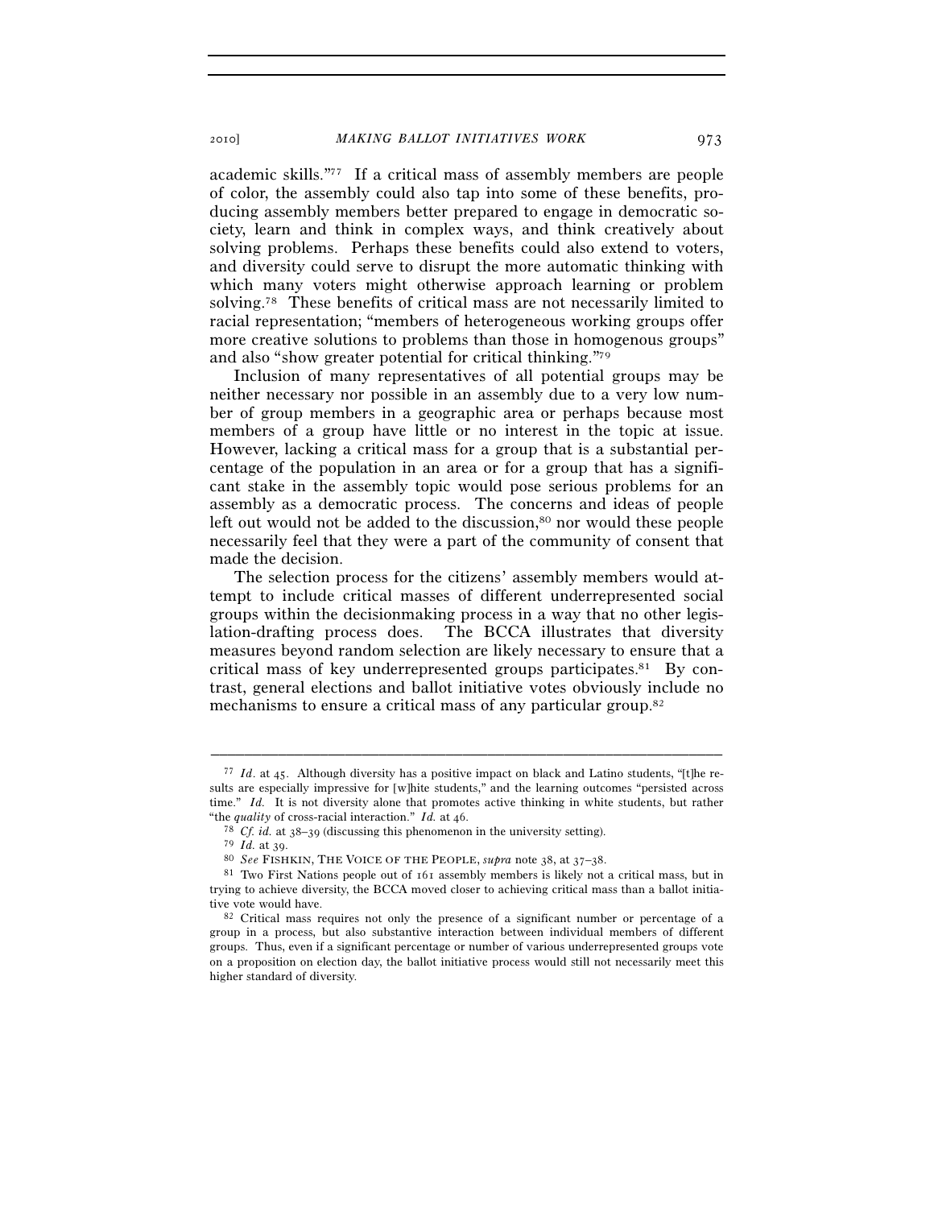academic skills."[77] If a critical mass of assembly members are people of color, the assembly could also tap into some of these benefits, producing assembly members better prepared to engage in democratic society, learn and think in complex ways, and think creatively about solving problems. Perhaps these benefits could also extend to voters, and diversity could serve to disrupt the more automatic thinking with which many voters might otherwise approach learning or problem solving.[78] These benefits of critical mass are not necessarily limited to racial representation; "members of heterogeneous working groups offer more creative solutions to problems than those in homogenous groups" and also "show greater potential for critical thinking."[79]

Inclusion of many representatives of all potential groups may be neither necessary nor possible in an assembly due to a very low number of group members in a geographic area or perhaps because most members of a group have little or no interest in the topic at issue. However, lacking a critical mass for a group that is a substantial percentage of the population in an area or for a group that has a significant stake in the assembly topic would pose serious problems for an assembly as a democratic process. The concerns and ideas of people left out would not be added to the discussion,[80] nor would these people necessarily feel that they were a part of the community of consent that made the decision.

The selection process for the citizens' assembly members would attempt to include critical masses of different underrepresented social groups within the decisionmaking process in a way that no other legislation-drafting process does. The BCCA illustrates that diversity measures beyond random selection are likely necessary to ensure that a critical mass of key underrepresented groups participates.[81] By contrast, general elections and ballot initiative votes obviously include no mechanisms to ensure a critical mass of any particular group.[82]

---

[77] *Id*. at 45. Although diversity has a positive impact on black and Latino students, "[t]he results are especially impressive for [w]hite students," and the learning outcomes "persisted across time." *Id.* It is not diversity alone that promotes active thinking in white students, but rather "the *quality* of cross-racial interaction." *Id.* at 46.

[78] *Cf. id.* at 38–39 (discussing this phenomenon in the university setting).

[79] *Id.* at 39.

[80] *See* FISHKIN, THE VOICE OF THE PEOPLE, *supra* note 38, at 37–38.

[81] Two First Nations people out of 161 assembly members is likely not a critical mass, but in trying to achieve diversity, the BCCA moved closer to achieving critical mass than a ballot initiative vote would have.

[82] Critical mass requires not only the presence of a significant number or percentage of a group in a process, but also substantive interaction between individual members of different groups. Thus, even if a significant percentage or number of various underrepresented groups vote on a proposition on election day, the ballot initiative process would still not necessarily meet this higher standard of diversity.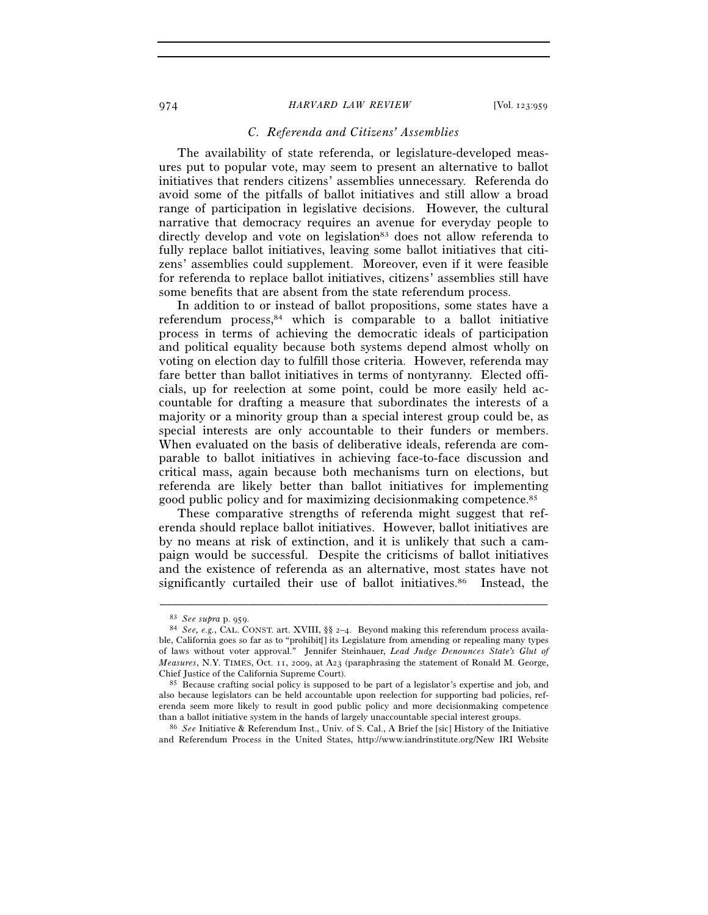### *C. Referenda and Citizens' Assemblies*

The availability of state referenda, or legislature-developed measures put to popular vote, may seem to present an alternative to ballot initiatives that renders citizens' assemblies unnecessary. Referenda do avoid some of the pitfalls of ballot initiatives and still allow a broad range of participation in legislative decisions. However, the cultural narrative that democracy requires an avenue for everyday people to directly develop and vote on legislation[83] does not allow referenda to fully replace ballot initiatives, leaving some ballot initiatives that citizens' assemblies could supplement. Moreover, even if it were feasible for referenda to replace ballot initiatives, citizens' assemblies still have some benefits that are absent from the state referendum process.

In addition to or instead of ballot propositions, some states have a referendum process,[84] which is comparable to a ballot initiative process in terms of achieving the democratic ideals of participation and political equality because both systems depend almost wholly on voting on election day to fulfill those criteria. However, referenda may fare better than ballot initiatives in terms of nontyranny. Elected officials, up for reelection at some point, could be more easily held accountable for drafting a measure that subordinates the interests of a majority or a minority group than a special interest group could be, as special interests are only accountable to their funders or members. When evaluated on the basis of deliberative ideals, referenda are comparable to ballot initiatives in achieving face-to-face discussion and critical mass, again because both mechanisms turn on elections, but referenda are likely better than ballot initiatives for implementing good public policy and for maximizing decisionmaking competence.[85]

These comparative strengths of referenda might suggest that referenda should replace ballot initiatives. However, ballot initiatives are by no means at risk of extinction, and it is unlikely that such a campaign would be successful. Despite the criticisms of ballot initiatives and the existence of referenda as an alternative, most states have not significantly curtailed their use of ballot initiatives.[86] Instead, the

---

[83] *See supra* p. 959.

[84] *See, e.g.*, CAL. CONST. art. XVIII, §§ 2–4. Beyond making this referendum process available, California goes so far as to "prohibit[] its Legislature from amending or repealing many types of laws without voter approval." Jennifer Steinhauer, *Lead Judge Denounces State's Glut of Measures*, N.Y. TIMES, Oct. 11, 2009, at A23 (paraphrasing the statement of Ronald M. George, Chief Justice of the California Supreme Court).

[85] Because crafting social policy is supposed to be part of a legislator's expertise and job, and also because legislators can be held accountable upon reelection for supporting bad policies, referenda seem more likely to result in good public policy and more decisionmaking competence than a ballot initiative system in the hands of largely unaccountable special interest groups.

[86] *See* Initiative & Referendum Inst., Univ. of S. Cal., A Brief the [sic] History of the Initiative and Referendum Process in the United States, http://www.iandrinstitute.org/New IRI Website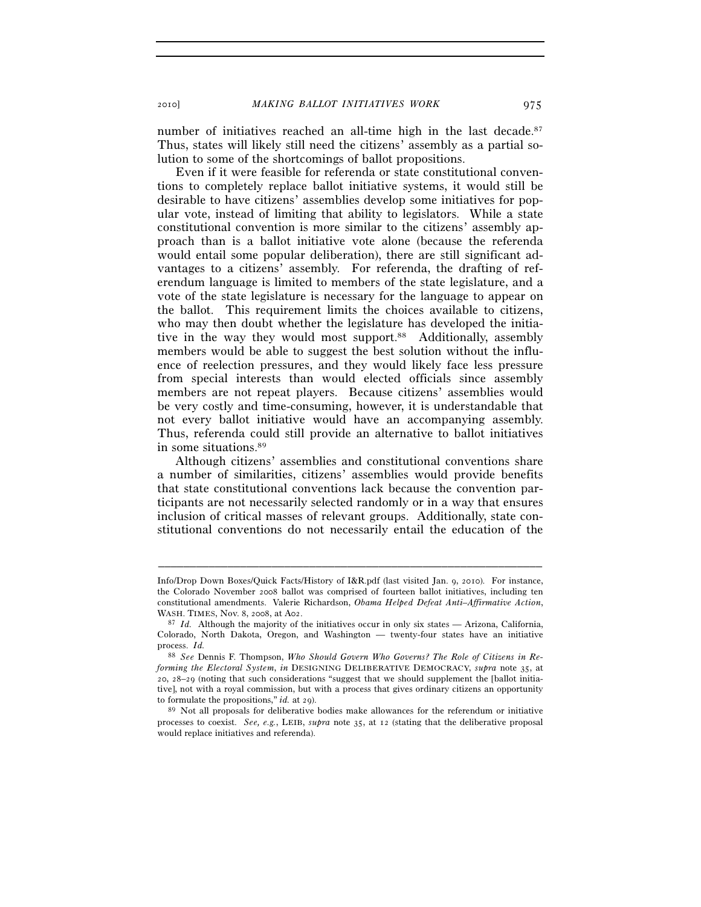number of initiatives reached an all-time high in the last decade.[87] Thus, states will likely still need the citizens' assembly as a partial solution to some of the shortcomings of ballot propositions.

Even if it were feasible for referenda or state constitutional conventions to completely replace ballot initiative systems, it would still be desirable to have citizens' assemblies develop some initiatives for popular vote, instead of limiting that ability to legislators. While a state constitutional convention is more similar to the citizens' assembly approach than is a ballot initiative vote alone (because the referenda would entail some popular deliberation), there are still significant advantages to a citizens' assembly. For referenda, the drafting of referendum language is limited to members of the state legislature, and a vote of the state legislature is necessary for the language to appear on the ballot. This requirement limits the choices available to citizens, who may then doubt whether the legislature has developed the initiative in the way they would most support.[88] Additionally, assembly members would be able to suggest the best solution without the influence of reelection pressures, and they would likely face less pressure from special interests than would elected officials since assembly members are not repeat players. Because citizens' assemblies would be very costly and time-consuming, however, it is understandable that not every ballot initiative would have an accompanying assembly. Thus, referenda could still provide an alternative to ballot initiatives in some situations.[89]

Although citizens' assemblies and constitutional conventions share a number of similarities, citizens' assemblies would provide benefits that state constitutional conventions lack because the convention participants are not necessarily selected randomly or in a way that ensures inclusion of critical masses of relevant groups. Additionally, state constitutional conventions do not necessarily entail the education of the

---

Info/Drop Down Boxes/Quick Facts/History of I&R.pdf (last visited Jan. 9, 2010). For instance, the Colorado November 2008 ballot was comprised of fourteen ballot initiatives, including ten constitutional amendments. Valerie Richardson, *Obama Helped Defeat Anti–Affirmative Action*, WASH. TIMES, Nov. 8, 2008, at A02.

[87] *Id.* Although the majority of the initiatives occur in only six states — Arizona, California, Colorado, North Dakota, Oregon, and Washington — twenty-four states have an initiative process. *Id.*

[88] *See* Dennis F. Thompson, *Who Should Govern Who Governs? The Role of Citizens in Reforming the Electoral System*, *in* DESIGNING DELIBERATIVE DEMOCRACY, *supra* note 35, at 20, 28–29 (noting that such considerations "suggest that we should supplement the [ballot initiative], not with a royal commission, but with a process that gives ordinary citizens an opportunity to formulate the propositions," *id.* at 29).

[89] Not all proposals for deliberative bodies make allowances for the referendum or initiative processes to coexist. *See, e.g.*, LEIB, *supra* note 35, at 12 (stating that the deliberative proposal would replace initiatives and referenda).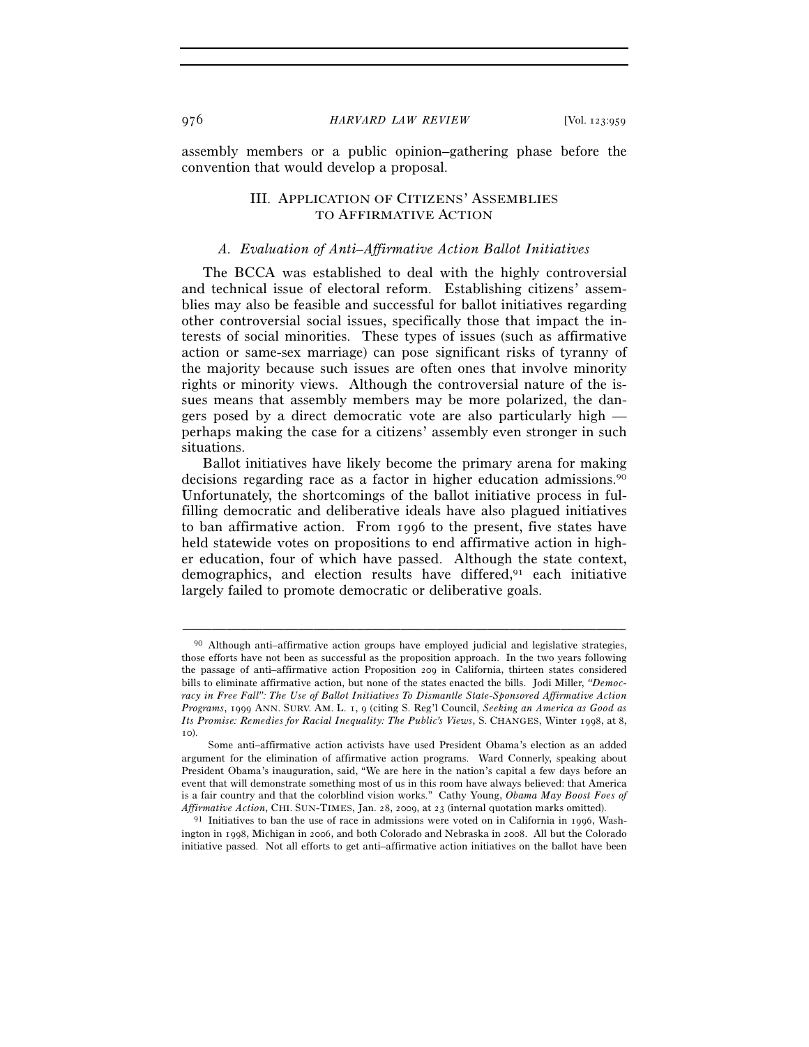assembly members or a public opinion–gathering phase before the convention that would develop a proposal.

## III. APPLICATION OF CITIZENS' ASSEMBLIES TO AFFIRMATIVE ACTION

### *A. Evaluation of Anti–Affirmative Action Ballot Initiatives*

The BCCA was established to deal with the highly controversial and technical issue of electoral reform. Establishing citizens' assemblies may also be feasible and successful for ballot initiatives regarding other controversial social issues, specifically those that impact the interests of social minorities. These types of issues (such as affirmative action or same-sex marriage) can pose significant risks of tyranny of the majority because such issues are often ones that involve minority rights or minority views. Although the controversial nature of the issues means that assembly members may be more polarized, the dangers posed by a direct democratic vote are also particularly high — perhaps making the case for a citizens' assembly even stronger in such situations.

Ballot initiatives have likely become the primary arena for making decisions regarding race as a factor in higher education admissions.[90] Unfortunately, the shortcomings of the ballot initiative process in fulfilling democratic and deliberative ideals have also plagued initiatives to ban affirmative action. From 1996 to the present, five states have held statewide votes on propositions to end affirmative action in higher education, four of which have passed. Although the state context, demographics, and election results have differed,[91] each initiative largely failed to promote democratic or deliberative goals.

---

[90] Although anti–affirmative action groups have employed judicial and legislative strategies, those efforts have not been as successful as the proposition approach. In the two years following the passage of anti–affirmative action Proposition 209 in California, thirteen states considered bills to eliminate affirmative action, but none of the states enacted the bills. Jodi Miller, *"Democracy in Free Fall": The Use of Ballot Initiatives To Dismantle State-Sponsored Affirmative Action Programs*, 1999 ANN. SURV. AM. L. 1, 9 (citing S. Reg'l Council, *Seeking an America as Good as Its Promise: Remedies for Racial Inequality: The Public's Views*, S. CHANGES, Winter 1998, at 8, 10).

Some anti–affirmative action activists have used President Obama's election as an added argument for the elimination of affirmative action programs. Ward Connerly, speaking about President Obama's inauguration, said, "We are here in the nation's capital a few days before an event that will demonstrate something most of us in this room have always believed: that America is a fair country and that the colorblind vision works." Cathy Young, *Obama May Boost Foes of Affirmative Action*, CHI. SUN-TIMES, Jan. 28, 2009, at 23 (internal quotation marks omitted).

[91] Initiatives to ban the use of race in admissions were voted on in California in 1996, Washington in 1998, Michigan in 2006, and both Colorado and Nebraska in 2008. All but the Colorado initiative passed. Not all efforts to get anti–affirmative action initiatives on the ballot have been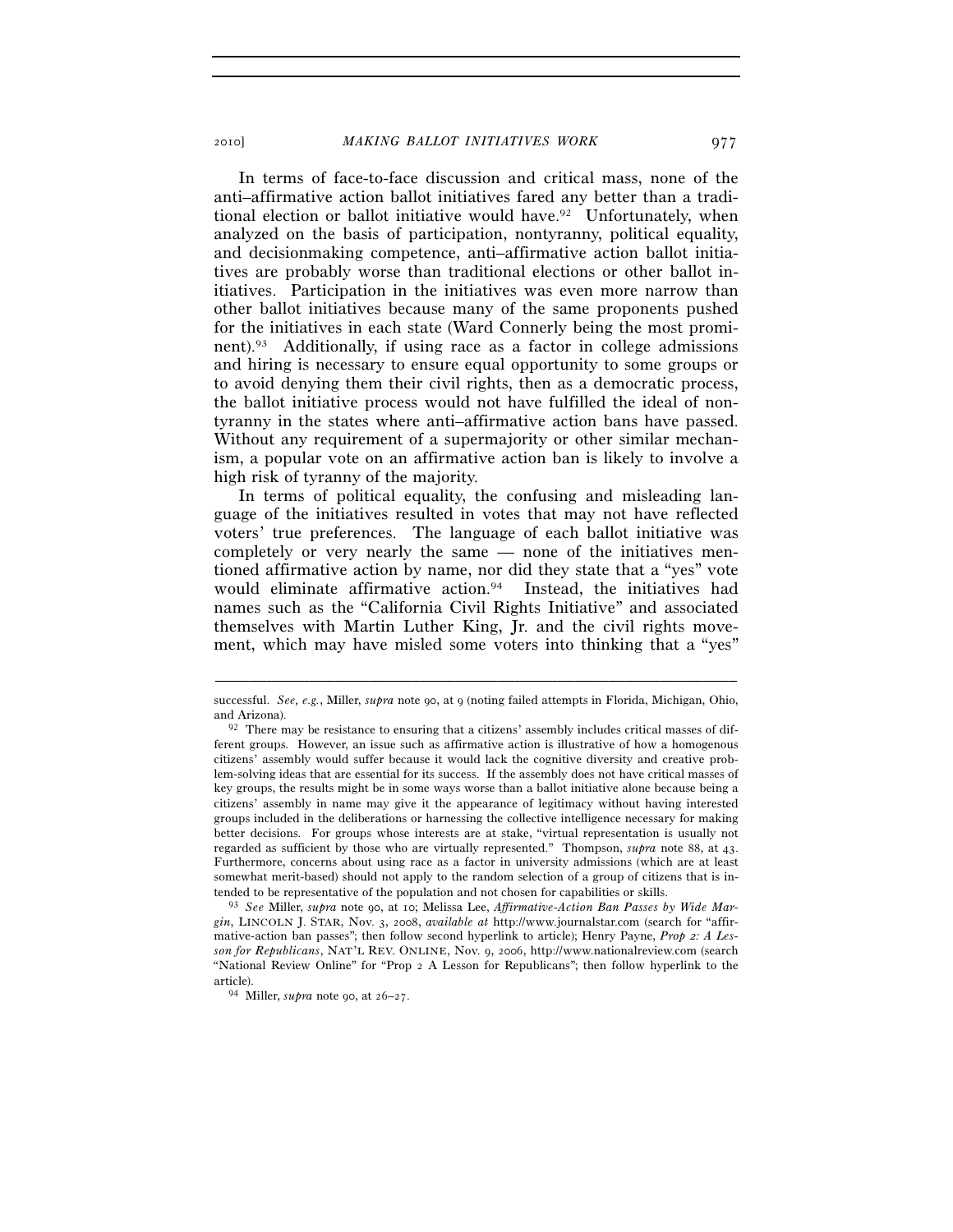In terms of face-to-face discussion and critical mass, none of the anti–affirmative action ballot initiatives fared any better than a traditional election or ballot initiative would have.[92] Unfortunately, when analyzed on the basis of participation, nontyranny, political equality, and decisionmaking competence, anti–affirmative action ballot initiatives are probably worse than traditional elections or other ballot initiatives. Participation in the initiatives was even more narrow than other ballot initiatives because many of the same proponents pushed for the initiatives in each state (Ward Connerly being the most prominent).[93] Additionally, if using race as a factor in college admissions and hiring is necessary to ensure equal opportunity to some groups or to avoid denying them their civil rights, then as a democratic process, the ballot initiative process would not have fulfilled the ideal of nontyranny in the states where anti–affirmative action bans have passed. Without any requirement of a supermajority or other similar mechanism, a popular vote on an affirmative action ban is likely to involve a high risk of tyranny of the majority.

In terms of political equality, the confusing and misleading language of the initiatives resulted in votes that may not have reflected voters' true preferences. The language of each ballot initiative was completely or very nearly the same — none of the initiatives mentioned affirmative action by name, nor did they state that a "yes" vote would eliminate affirmative action.[94] Instead, the initiatives had names such as the "California Civil Rights Initiative" and associated themselves with Martin Luther King, Jr. and the civil rights movement, which may have misled some voters into thinking that a "yes"

---

successful. *See, e.g.*, Miller, *supra* note 90, at 9 (noting failed attempts in Florida, Michigan, Ohio, and Arizona).

[92] There may be resistance to ensuring that a citizens' assembly includes critical masses of different groups. However, an issue such as affirmative action is illustrative of how a homogenous citizens' assembly would suffer because it would lack the cognitive diversity and creative problem-solving ideas that are essential for its success. If the assembly does not have critical masses of key groups, the results might be in some ways worse than a ballot initiative alone because being a citizens' assembly in name may give it the appearance of legitimacy without having interested groups included in the deliberations or harnessing the collective intelligence necessary for making better decisions. For groups whose interests are at stake, "virtual representation is usually not regarded as sufficient by those who are virtually represented." Thompson, *supra* note 88, at 43. Furthermore, concerns about using race as a factor in university admissions (which are at least somewhat merit-based) should not apply to the random selection of a group of citizens that is intended to be representative of the population and not chosen for capabilities or skills.

[93] *See* Miller, *supra* note 90, at 10; Melissa Lee, *Affirmative-Action Ban Passes by Wide Margin*, LINCOLN J. STAR, Nov. 3, 2008, *available at* http://www.journalstar.com (search for "affirmative-action ban passes"; then follow second hyperlink to article); Henry Payne, *Prop 2: A Lesson for Republicans*, NAT'L REV. ONLINE, Nov. 9, 2006, http://www.nationalreview.com (search "National Review Online" for "Prop 2 A Lesson for Republicans"; then follow hyperlink to the article).

[94] Miller, *supra* note 90, at 26–27.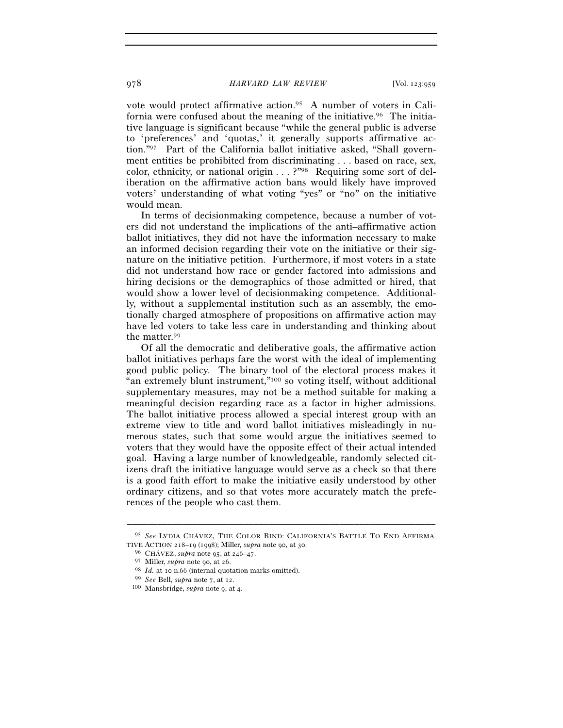vote would protect affirmative action.[95] A number of voters in California were confused about the meaning of the initiative.[96] The initiative language is significant because "while the general public is adverse to 'preferences' and 'quotas,' it generally supports affirmative action."[97] Part of the California ballot initiative asked, "Shall government entities be prohibited from discriminating . . . based on race, sex, color, ethnicity, or national origin . . . ?"[98] Requiring some sort of deliberation on the affirmative action bans would likely have improved voters' understanding of what voting "yes" or "no" on the initiative would mean.

In terms of decisionmaking competence, because a number of voters did not understand the implications of the anti–affirmative action ballot initiatives, they did not have the information necessary to make an informed decision regarding their vote on the initiative or their signature on the initiative petition. Furthermore, if most voters in a state did not understand how race or gender factored into admissions and hiring decisions or the demographics of those admitted or hired, that would show a lower level of decisionmaking competence. Additionally, without a supplemental institution such as an assembly, the emotionally charged atmosphere of propositions on affirmative action may have led voters to take less care in understanding and thinking about the matter.[99]

Of all the democratic and deliberative goals, the affirmative action ballot initiatives perhaps fare the worst with the ideal of implementing good public policy. The binary tool of the electoral process makes it "an extremely blunt instrument,"[100] so voting itself, without additional supplementary measures, may not be a method suitable for making a meaningful decision regarding race as a factor in higher admissions. The ballot initiative process allowed a special interest group with an extreme view to title and word ballot initiatives misleadingly in numerous states, such that some would argue the initiatives seemed to voters that they would have the opposite effect of their actual intended goal. Having a large number of knowledgeable, randomly selected citizens draft the initiative language would serve as a check so that there is a good faith effort to make the initiative easily understood by other ordinary citizens, and so that votes more accurately match the preferences of the people who cast them.

---

[95] *See* LYDIA CHÁVEZ, THE COLOR BIND: CALIFORNIA'S BATTLE TO END AFFIRMATIVE ACTION 218–19 (1998); Miller, *supra* note 90, at 30.

[96] CHÁVEZ, *supra* note 95, at 246–47.

[97] Miller, *supra* note 90, at 26.

[98] *Id.* at 10 n.66 (internal quotation marks omitted).

[99] *See* Bell, *supra* note 7, at 12.

[100] Mansbridge, *supra* note 9, at 4.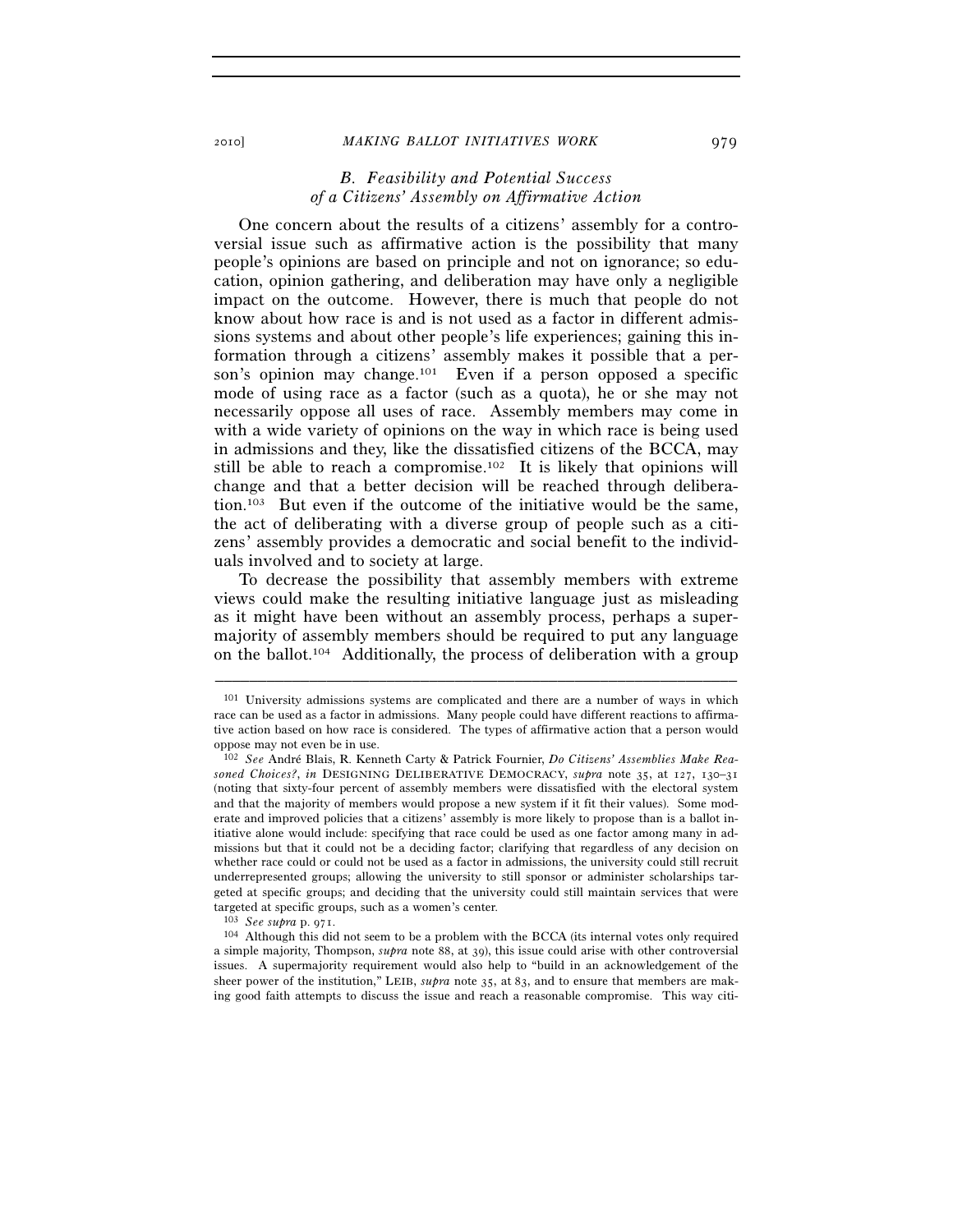### *B. Feasibility and Potential Success of a Citizens' Assembly on Affirmative Action*

One concern about the results of a citizens' assembly for a controversial issue such as affirmative action is the possibility that many people's opinions are based on principle and not on ignorance; so education, opinion gathering, and deliberation may have only a negligible impact on the outcome. However, there is much that people do not know about how race is and is not used as a factor in different admissions systems and about other people's life experiences; gaining this information through a citizens' assembly makes it possible that a person's opinion may change.[101] Even if a person opposed a specific mode of using race as a factor (such as a quota), he or she may not necessarily oppose all uses of race. Assembly members may come in with a wide variety of opinions on the way in which race is being used in admissions and they, like the dissatisfied citizens of the BCCA, may still be able to reach a compromise.[102] It is likely that opinions will change and that a better decision will be reached through deliberation.[103] But even if the outcome of the initiative would be the same, the act of deliberating with a diverse group of people such as a citizens' assembly provides a democratic and social benefit to the individuals involved and to society at large.

To decrease the possibility that assembly members with extreme views could make the resulting initiative language just as misleading as it might have been without an assembly process, perhaps a supermajority of assembly members should be required to put any language on the ballot.[104] Additionally, the process of deliberation with a group

---

[101] University admissions systems are complicated and there are a number of ways in which race can be used as a factor in admissions. Many people could have different reactions to affirmative action based on how race is considered. The types of affirmative action that a person would oppose may not even be in use.

[102] *See* André Blais, R. Kenneth Carty & Patrick Fournier, *Do Citizens' Assemblies Make Reasoned Choices?*, *in* DESIGNING DELIBERATIVE DEMOCRACY, *supra* note 35, at 127, 130–31 (noting that sixty-four percent of assembly members were dissatisfied with the electoral system and that the majority of members would propose a new system if it fit their values). Some moderate and improved policies that a citizens' assembly is more likely to propose than is a ballot initiative alone would include: specifying that race could be used as one factor among many in admissions but that it could not be a deciding factor; clarifying that regardless of any decision on whether race could or could not be used as a factor in admissions, the university could still recruit underrepresented groups; allowing the university to still sponsor or administer scholarships targeted at specific groups; and deciding that the university could still maintain services that were targeted at specific groups, such as a women's center.

[103] *See supra* p. 971.

[104] Although this did not seem to be a problem with the BCCA (its internal votes only required a simple majority, Thompson, *supra* note 88, at 39), this issue could arise with other controversial issues. A supermajority requirement would also help to "build in an acknowledgement of the sheer power of the institution," LEIB, *supra* note 35, at 83, and to ensure that members are making good faith attempts to discuss the issue and reach a reasonable compromise. This way citi-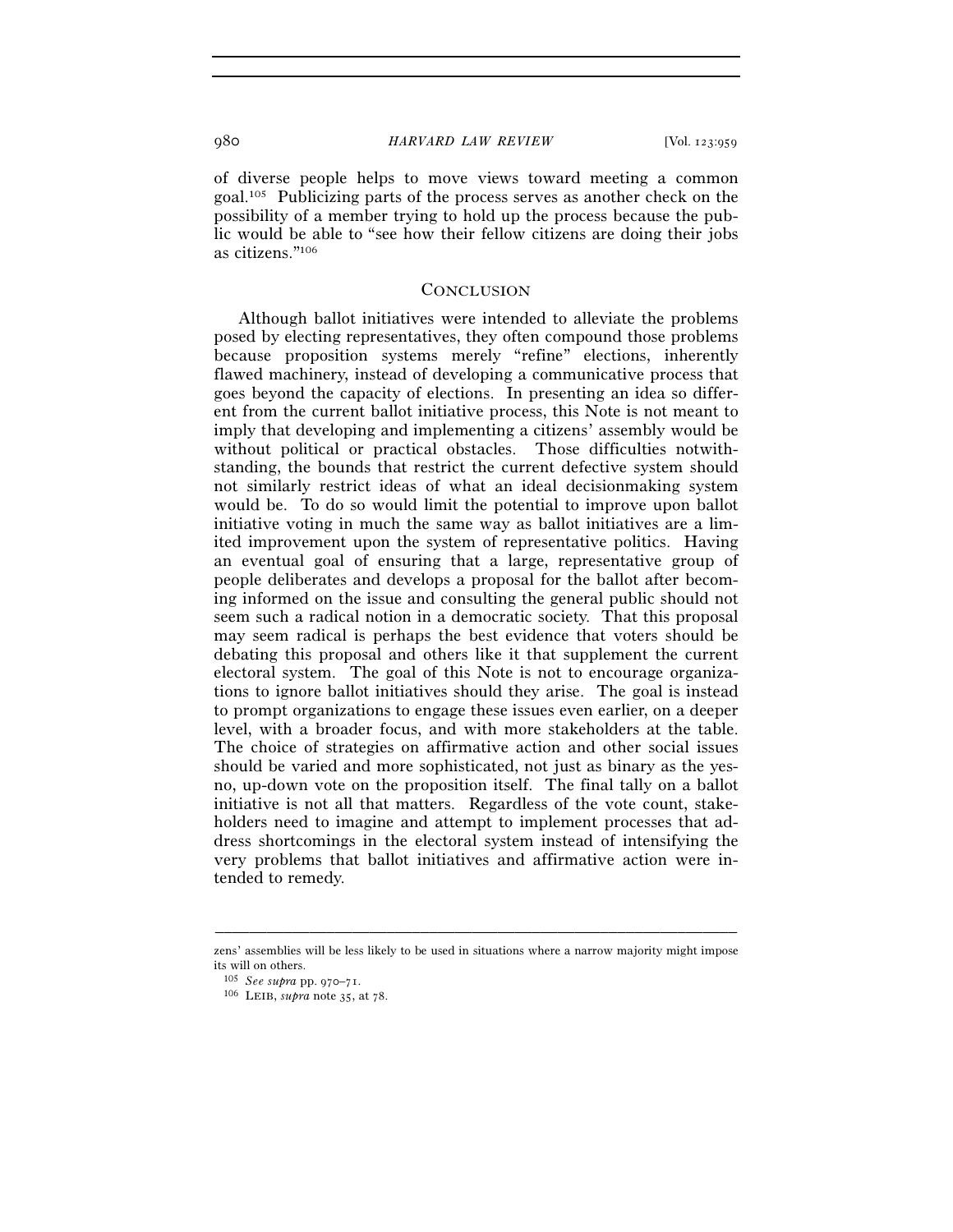of diverse people helps to move views toward meeting a common goal.[105] Publicizing parts of the process serves as another check on the possibility of a member trying to hold up the process because the public would be able to "see how their fellow citizens are doing their jobs as citizens."[106]

## Conclusion

Although ballot initiatives were intended to alleviate the problems posed by electing representatives, they often compound those problems because proposition systems merely "refine" elections, inherently flawed machinery, instead of developing a communicative process that goes beyond the capacity of elections. In presenting an idea so different from the current ballot initiative process, this Note is not meant to imply that developing and implementing a citizens' assembly would be without political or practical obstacles. Those difficulties notwithstanding, the bounds that restrict the current defective system should not similarly restrict ideas of what an ideal decisionmaking system would be. To do so would limit the potential to improve upon ballot initiative voting in much the same way as ballot initiatives are a limited improvement upon the system of representative politics. Having an eventual goal of ensuring that a large, representative group of people deliberates and develops a proposal for the ballot after becoming informed on the issue and consulting the general public should not seem such a radical notion in a democratic society. That this proposal may seem radical is perhaps the best evidence that voters should be debating this proposal and others like it that supplement the current electoral system. The goal of this Note is not to encourage organizations to ignore ballot initiatives should they arise. The goal is instead to prompt organizations to engage these issues even earlier, on a deeper level, with a broader focus, and with more stakeholders at the table. The choice of strategies on affirmative action and other social issues should be varied and more sophisticated, not just as binary as the yes-no, up-down vote on the proposition itself. The final tally on a ballot initiative is not all that matters. Regardless of the vote count, stakeholders need to imagine and attempt to implement processes that address shortcomings in the electoral system instead of intensifying the very problems that ballot initiatives and affirmative action were intended to remedy.

---

zens' assemblies will be less likely to be used in situations where a narrow majority might impose its will on others.

[105] *See supra* pp. 970–71.

[106] LEIB, *supra* note 35, at 78.